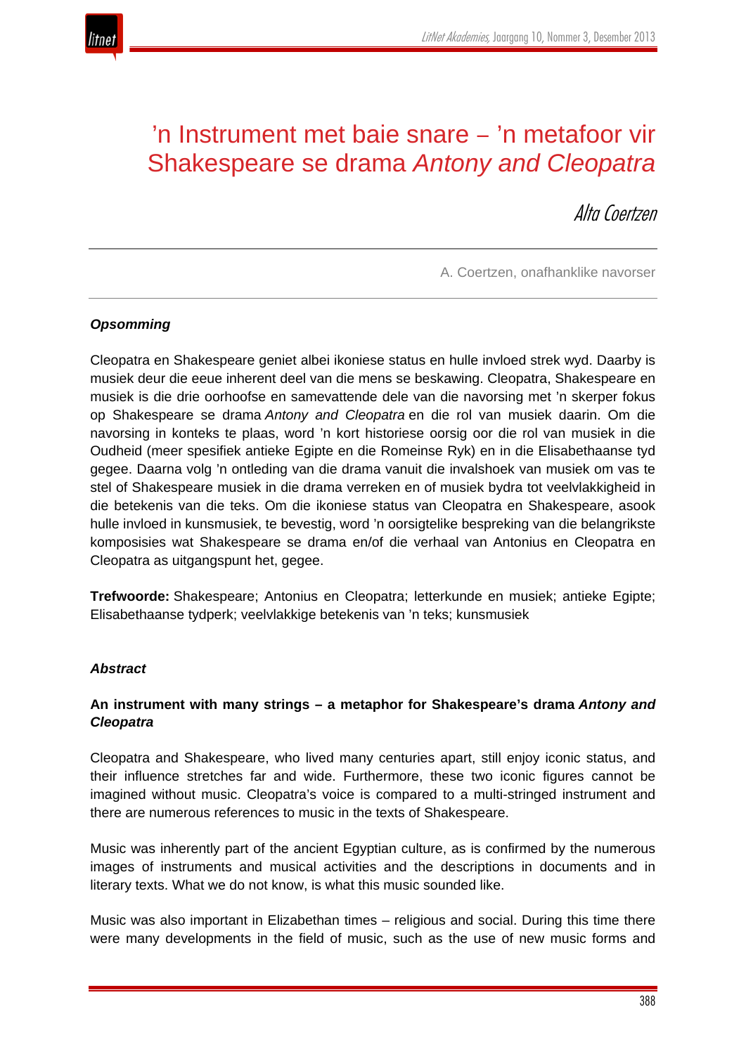# ’n Instrument met baie snare – ’n metafoor vir Shakespeare se drama *Antony and Cleopatra*

*Alta Coertzen*

A. Coertzen, onafhanklike navorser

***Opsomming***

Cleopatra en Shakespeare geniet albei ikoniese status en hulle invloed strek wyd. Daarby is musiek deur die eeue inherent deel van die mens se beskawing. Cleopatra, Shakespeare en musiek is die drie oorhoofse en samevattende dele van die navorsing met ’n skerper fokus op Shakespeare se drama *Antony and Cleopatra* en die rol van musiek daarin. Om die navorsing in konteks te plaas, word ’n kort historiese oorsig oor die rol van musiek in die Oudheid (meer spesifiek antieke Egipte en die Romeinse Ryk) en in die Elisabethaanse tyd gegee. Daarna volg ’n ontleding van die drama vanuit die invalshoek van musiek om vas te stel of Shakespeare musiek in die drama verreken en of musiek bydra tot veelvlakkigheid in die betekenis van die teks. Om die ikoniese status van Cleopatra en Shakespeare, asook hulle invloed in kunsmusiek, te bevestig, word ’n oorsigtelike bespreking van die belangrikste komposisies wat Shakespeare se drama en/of die verhaal van Antonius en Cleopatra en Cleopatra as uitgangspunt het, gegee.

**Trefwoorde:** Shakespeare; Antonius en Cleopatra; letterkunde en musiek; antieke Egipte; Elisabethaanse tydperk; veelvlakkige betekenis van ’n teks; kunsmusiek

***Abstract***

**An instrument with many strings – a metaphor for Shakespeare’s drama *Antony and Cleopatra***

Cleopatra and Shakespeare, who lived many centuries apart, still enjoy iconic status, and their influence stretches far and wide. Furthermore, these two iconic figures cannot be imagined without music. Cleopatra’s voice is compared to a multi-stringed instrument and there are numerous references to music in the texts of Shakespeare.

Music was inherently part of the ancient Egyptian culture, as is confirmed by the numerous images of instruments and musical activities and the descriptions in documents and in literary texts. What we do not know, is what this music sounded like.

Music was also important in Elizabethan times – religious and social. During this time there were many developments in the field of music, such as the use of new music forms and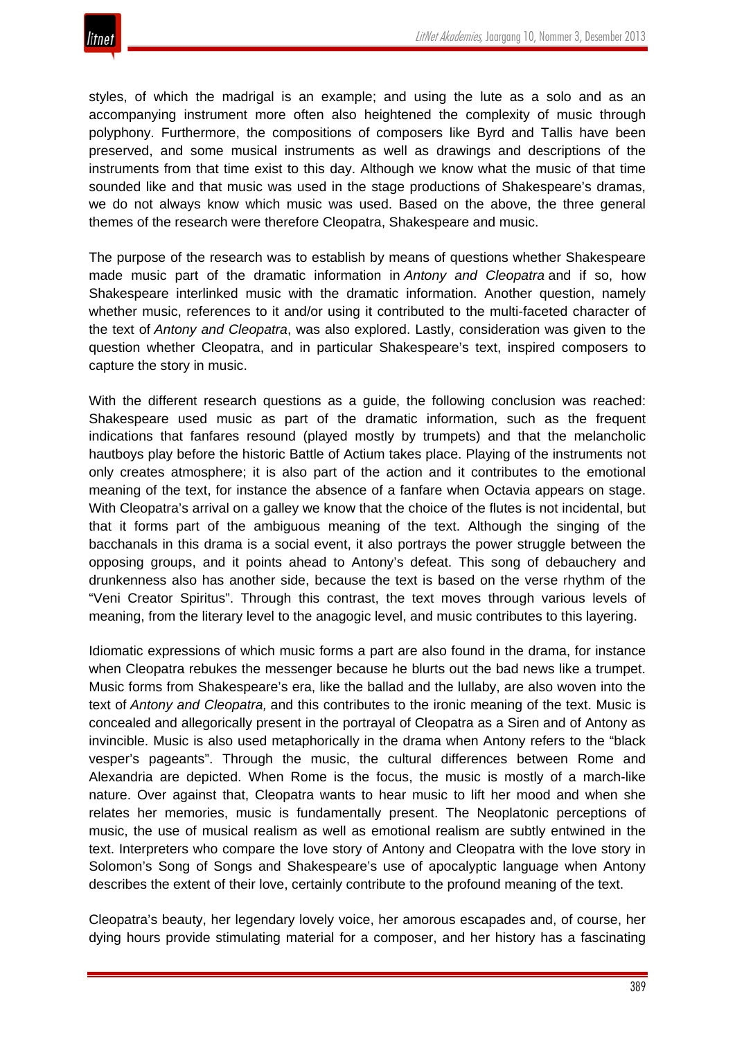styles, of which the madrigal is an example; and using the lute as a solo and as an accompanying instrument more often also heightened the complexity of music through polyphony. Furthermore, the compositions of composers like Byrd and Tallis have been preserved, and some musical instruments as well as drawings and descriptions of the instruments from that time exist to this day. Although we know what the music of that time sounded like and that music was used in the stage productions of Shakespeare's dramas, we do not always know which music was used. Based on the above, the three general themes of the research were therefore Cleopatra, Shakespeare and music.

The purpose of the research was to establish by means of questions whether Shakespeare made music part of the dramatic information in *Antony and Cleopatra* and if so, how Shakespeare interlinked music with the dramatic information. Another question, namely whether music, references to it and/or using it contributed to the multi-faceted character of the text of *Antony and Cleopatra*, was also explored. Lastly, consideration was given to the question whether Cleopatra, and in particular Shakespeare's text, inspired composers to capture the story in music.

With the different research questions as a guide, the following conclusion was reached: Shakespeare used music as part of the dramatic information, such as the frequent indications that fanfares resound (played mostly by trumpets) and that the melancholic hautboys play before the historic Battle of Actium takes place. Playing of the instruments not only creates atmosphere; it is also part of the action and it contributes to the emotional meaning of the text, for instance the absence of a fanfare when Octavia appears on stage. With Cleopatra's arrival on a galley we know that the choice of the flutes is not incidental, but that it forms part of the ambiguous meaning of the text. Although the singing of the bacchanals in this drama is a social event, it also portrays the power struggle between the opposing groups, and it points ahead to Antony's defeat. This song of debauchery and drunkenness also has another side, because the text is based on the verse rhythm of the "Veni Creator Spiritus". Through this contrast, the text moves through various levels of meaning, from the literary level to the anagogic level, and music contributes to this layering.

Idiomatic expressions of which music forms a part are also found in the drama, for instance when Cleopatra rebukes the messenger because he blurts out the bad news like a trumpet. Music forms from Shakespeare's era, like the ballad and the lullaby, are also woven into the text of *Antony and Cleopatra,* and this contributes to the ironic meaning of the text. Music is concealed and allegorically present in the portrayal of Cleopatra as a Siren and of Antony as invincible. Music is also used metaphorically in the drama when Antony refers to the "black vesper's pageants". Through the music, the cultural differences between Rome and Alexandria are depicted. When Rome is the focus, the music is mostly of a march-like nature. Over against that, Cleopatra wants to hear music to lift her mood and when she relates her memories, music is fundamentally present. The Neoplatonic perceptions of music, the use of musical realism as well as emotional realism are subtly entwined in the text. Interpreters who compare the love story of Antony and Cleopatra with the love story in Solomon's Song of Songs and Shakespeare's use of apocalyptic language when Antony describes the extent of their love, certainly contribute to the profound meaning of the text.

Cleopatra's beauty, her legendary lovely voice, her amorous escapades and, of course, her dying hours provide stimulating material for a composer, and her history has a fascinating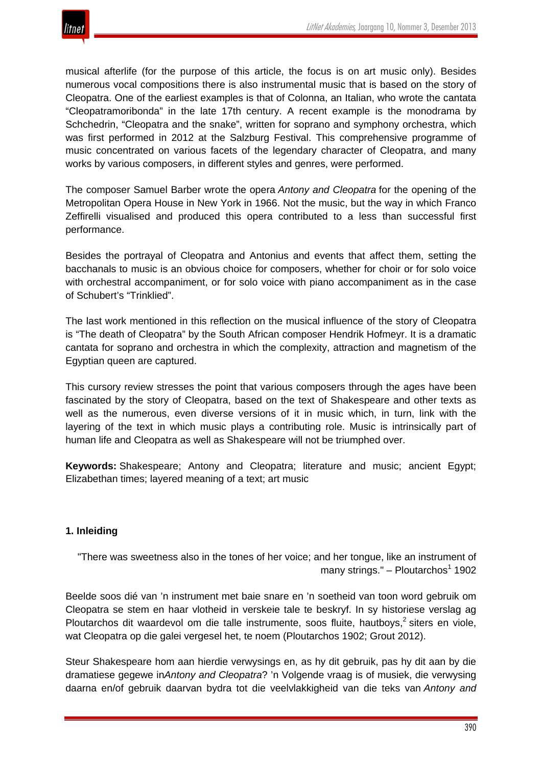musical afterlife (for the purpose of this article, the focus is on art music only). Besides numerous vocal compositions there is also instrumental music that is based on the story of Cleopatra. One of the earliest examples is that of Colonna, an Italian, who wrote the cantata "Cleopatramoribonda" in the late 17th century. A recent example is the monodrama by Schchedrin, "Cleopatra and the snake", written for soprano and symphony orchestra, which was first performed in 2012 at the Salzburg Festival. This comprehensive programme of music concentrated on various facets of the legendary character of Cleopatra, and many works by various composers, in different styles and genres, were performed.

The composer Samuel Barber wrote the opera *Antony and Cleopatra* for the opening of the Metropolitan Opera House in New York in 1966. Not the music, but the way in which Franco Zeffirelli visualised and produced this opera contributed to a less than successful first performance.

Besides the portrayal of Cleopatra and Antonius and events that affect them, setting the bacchanals to music is an obvious choice for composers, whether for choir or for solo voice with orchestral accompaniment, or for solo voice with piano accompaniment as in the case of Schubert's "Trinklied".

The last work mentioned in this reflection on the musical influence of the story of Cleopatra is "The death of Cleopatra" by the South African composer Hendrik Hofmeyr. It is a dramatic cantata for soprano and orchestra in which the complexity, attraction and magnetism of the Egyptian queen are captured.

This cursory review stresses the point that various composers through the ages have been fascinated by the story of Cleopatra, based on the text of Shakespeare and other texts as well as the numerous, even diverse versions of it in music which, in turn, link with the layering of the text in which music plays a contributing role. Music is intrinsically part of human life and Cleopatra as well as Shakespeare will not be triumphed over.

**Keywords:** Shakespeare; Antony and Cleopatra; literature and music; ancient Egypt; Elizabethan times; layered meaning of a text; art music

## 1. Inleiding

> "There was sweetness also in the tones of her voice; and her tongue, like an instrument of many strings." – Ploutarchos[1] 1902

Beelde soos dié van 'n instrument met baie snare en 'n soetheid van toon word gebruik om Cleopatra se stem en haar vlotheid in verskeie tale te beskryf. In sy historiese verslag ag Ploutarchos dit waardevol om die talle instrumente, soos fluite, hautboys,[2] siters en viole, wat Cleopatra op die galei vergesel het, te noem (Ploutarchos 1902; Grout 2012).

Steur Shakespeare hom aan hierdie verwysings en, as hy dit gebruik, pas hy dit aan by die dramatiese gegewe in*Antony and Cleopatra*? 'n Volgende vraag is of musiek, die verwysing daarna en/of gebruik daarvan bydra tot die veelvlakkigheid van die teks van *Antony and*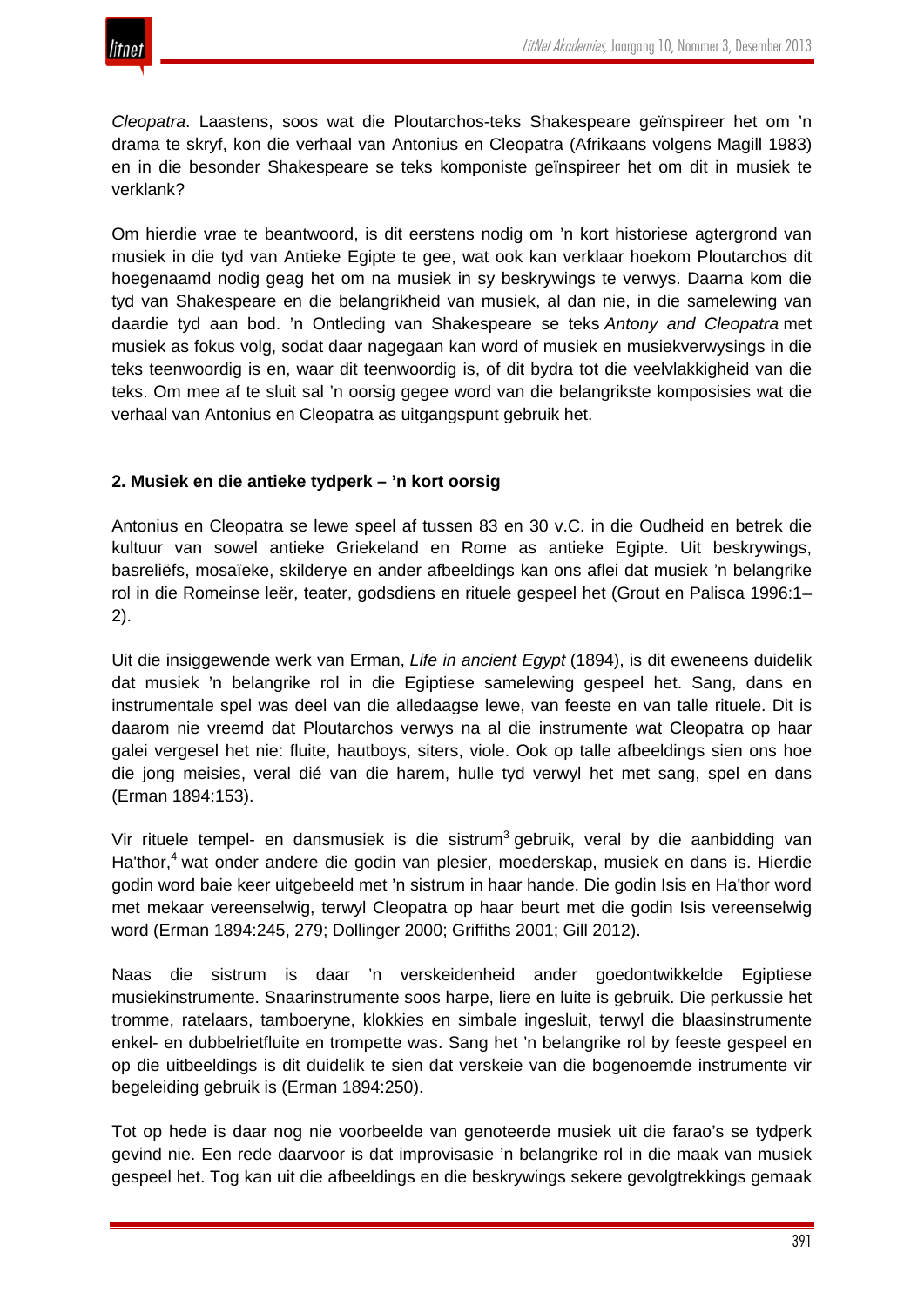*Cleopatra*. Laastens, soos wat die Ploutarchos-teks Shakespeare geïnspireer het om 'n drama te skryf, kon die verhaal van Antonius en Cleopatra (Afrikaans volgens Magill 1983) en in die besonder Shakespeare se teks komponiste geïnspireer het om dit in musiek te verklank?

Om hierdie vrae te beantwoord, is dit eerstens nodig om 'n kort historiese agtergrond van musiek in die tyd van Antieke Egipte te gee, wat ook kan verklaar hoekom Ploutarchos dit hoegenaamd nodig geag het om na musiek in sy beskrywings te verwys. Daarna kom die tyd van Shakespeare en die belangrikheid van musiek, al dan nie, in die samelewing van daardie tyd aan bod. 'n Ontleding van Shakespeare se teks *Antony and Cleopatra* met musiek as fokus volg, sodat daar nagegaan kan word of musiek of musiekverwysings in die teks teenwoordig is, en, waar dit teenwoordig is, of dit bydra tot die veelvlakkigheid van die teks. Om mee af te sluit sal 'n oorsig gegee word van die belangrikste komposisies wat die verhaal van Antonius en Cleopatra as uitgangspunt gebruik het.

## 2. Musiek en die antieke tydperk – 'n kort oorsig

Antonius en Cleopatra se lewe speel af tussen 83 en 30 v.C. in die Oudheid en betrek die kultuur van sowel antieke Griekeland en Rome as antieke Egipte. Uit beskrywings, basreliëfs, mosaïeke, skilderye en ander afbeeldings kan ons aflei dat musiek 'n belangrike rol in die Romeinse leër, teater, godsdiens en rituele gespeel het (Grout en Palisca 1996:1–2).

Uit die insiggewende werk van Erman, *Life in ancient Egypt* (1894), is dit eweneens duidelik dat musiek 'n belangrike rol in die Egiptiese samelewing gespeel het. Sang, dans en instrumentale spel was deel van die alledaagse lewe, van feeste en van talle rituele. Dit is daarom nie vreemd dat Ploutarchos verwys na al die instrumente wat Cleopatra op haar galei vergesel het nie: fluite, hautboys, siters, viole. Ook op talle afbeeldings sien ons hoe die jong meisies, veral dié van die harem, hulle tyd verwyl het met sang, spel en dans (Erman 1894:153).

Vir rituele tempel- en dansmusiek is die sistrum[3] gebruik, veral by die aanbidding van Ha'thor,[4] wat onder andere die godin van plesier, moederskap, musiek en dans is. Hierdie godin word baie keer uitgebeeld met 'n sistrum in haar hande. Die godin Isis en Ha'thor word met mekaar vereenselwig, terwyl Cleopatra op haar beurt met die godin Isis vereenselwig word (Erman 1894:245, 279; Dollinger 2000; Griffiths 2001; Gill 2012).

Naas die sistrum is daar 'n verskeidenheid ander goedontwikkelde Egiptiese musiekinstrumente. Snaarinstrumente soos harpe, liere en luite is gebruik. Die perkussie het tromme, ratelaars, tamboeryne, klokkies en simbale ingesluit, terwyl die blaasinstrumente enkel- en dubbelrietfluite en trompette was. Sang het 'n belangrike rol by feeste gespeel en op die uitbeeldings is dit duidelik te sien dat verskeie van die bogenoemde instrumente vir begeleiding gebruik is (Erman 1894:250).

Tot op hede is daar nog nie voorbeelde van genoteerde musiek uit die farao's se tydperk gevind nie. Een rede daarvoor is dat improvisasie 'n belangrike rol in die maak van musiek gespeel het. Tog kan uit die afbeeldings en die beskrywings sekere gevolgtrekkings gemaak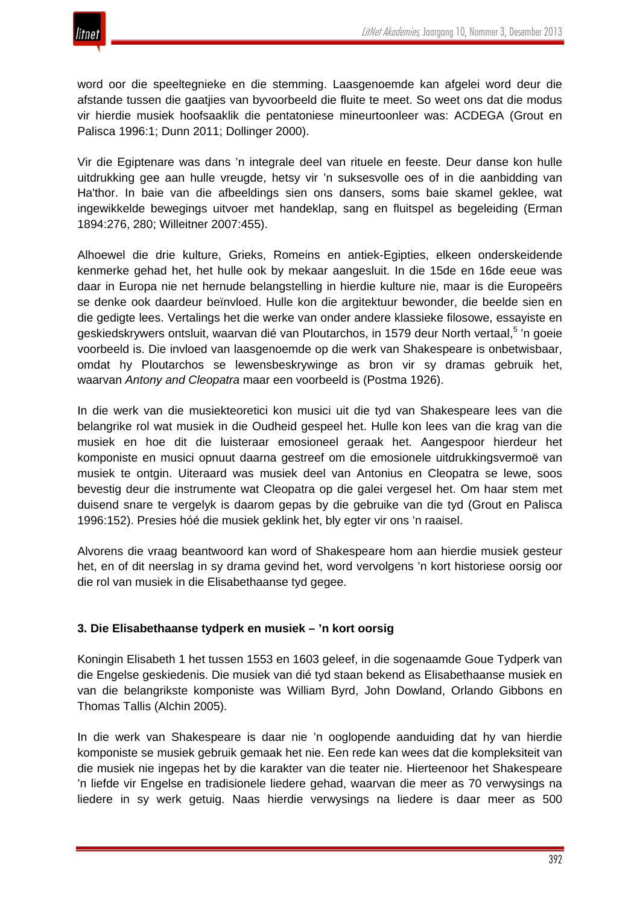word oor die speeltegnieke en die stemming. Laasgenoemde kan afgelei word deur die afstande tussen die gaatjies van byvoorbeeld die fluite te meet. So weet ons dat die modus vir hierdie musiek hoofsaaklik die pentatoniese mineurtoonleer was: ACDEGA (Grout en Palisca 1996:1; Dunn 2011; Dollinger 2000).

Vir die Egiptenare was dans 'n integrale deel van rituele en feeste. Deur danse kon hulle uitdrukking gee aan hulle vreugde, hetsy vir 'n suksesvolle oes of in die aanbidding van Ha'thor. In baie van die afbeeldings sien ons dansers, soms baie skamel geklee, wat ingewikkelde bewegings uitvoer met handeklap, sang en fluitspel as begeleiding (Erman 1894:276, 280; Willeitner 2007:455).

Alhoewel die drie kulture, Grieks, Romeins en antiek-Egipties, elkeen onderskeidende kenmerke gehad het, het hulle ook by mekaar aangesluit. In die 15de en 16de eeue was daar in Europa nie net hernude belangstelling in hierdie kulture nie, maar is die Europeërs se denke ook daardeur beïnvloed. Hulle kon die argitektuur bewonder, die beelde sien en die gedigte lees. Vertalings het die werke van onder andere klassieke filosowe, essayiste en geskiedskrywers ontsluit, waarvan dié van Ploutarchos, in 1579 deur North vertaal,[5] 'n goeie voorbeeld is. Die invloed van laasgenoemde op die werk van Shakespeare is onbetwisbaar, omdat hy Ploutarchos se lewensbeskrywinge as bron vir sy dramas gebruik het, waarvan *Antony and Cleopatra* maar een voorbeeld is (Postma 1926).

In die werk van die musiekteoretici kon musici uit die tyd van Shakespeare lees van die belangrike rol wat musiek in die Oudheid gespeel het. Hulle kon lees van die krag van die musiek en hoe dit die luisteraar emosioneel geraak het. Aangespoor hierdeur het komponiste en musici opnuut daarna gestreef om die emosionele uitdrukkingsvermoë van musiek te ontgin. Uiteraard was musiek deel van Antonius en Cleopatra se lewe, soos bevestig deur die instrumente wat Cleopatra op die galei vergesel het. Om haar stem met duisend snare te vergelyk is daarom gepas by die gebruike van die tyd (Grout en Palisca 1996:152). Presies hóé die musiek geklink het, bly egter vir ons 'n raaisel.

Alvorens die vraag beantwoord kan word of Shakespeare hom aan hierdie musiek gesteur het, en of dit neerslag in sy drama gevind het, word vervolgens 'n kort historiese oorsig oor die rol van musiek in die Elisabethaanse tyd gegee.

### 3. Die Elisabethaanse tydperk en musiek – 'n kort oorsig

Koningin Elisabeth 1 het tussen 1553 en 1603 geleef, in die sogenaamde Goue Tydperk van die Engelse geskiedenis. Die musiek van dié tyd staan bekend as Elisabethaanse musiek en van die belangrikste komponiste was William Byrd, John Dowland, Orlando Gibbons en Thomas Tallis (Alchin 2005).

In die werk van Shakespeare is daar nie 'n ooglopende aanduiding dat hy van hierdie komponiste se musiek gebruik gemaak het nie. Een rede kan wees dat die kompleksiteit van die musiek nie ingepas het by die karakter van die teater nie. Hierteenoor het Shakespeare 'n liefde vir Engelse en tradisionele liedere gehad, waarvan die meer as 70 verwysings na liedere in sy werk getuig. Naas hierdie verwysings na liedere is daar meer as 500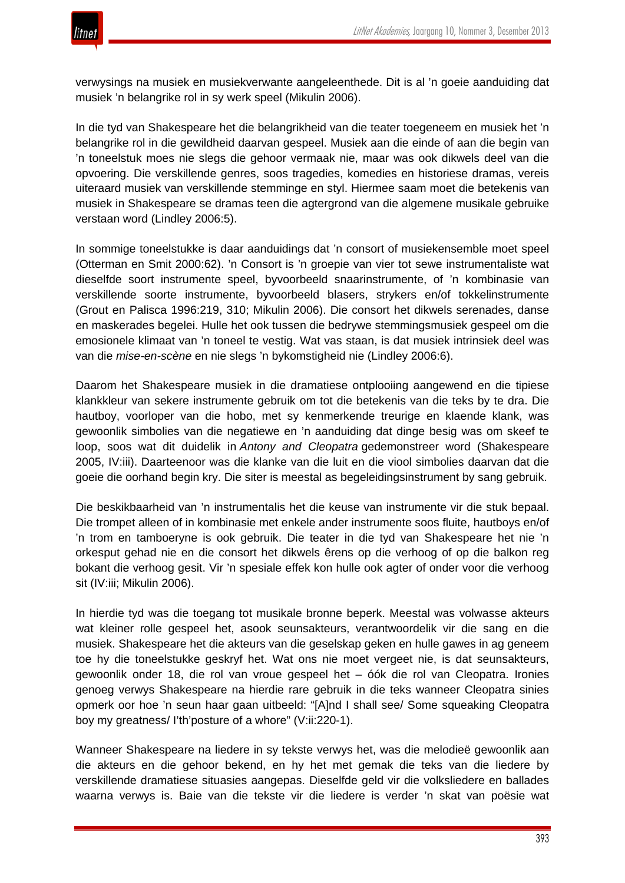verwysings na musiek en musiekverwante aangeleenthede. Dit is al 'n goeie aanduiding dat musiek 'n belangrike rol in sy werk speel (Mikulin 2006).

In die tyd van Shakespeare het die belangrikheid van die teater toegeneem en musiek het 'n belangrike rol in die gewildheid daarvan gespeel. Musiek aan die einde of aan die begin van 'n toneelstuk moes nie slegs die gehoor vermaak nie, maar was ook dikwels deel van die opvoering. Die verskillende genres, soos tragedies, komedies en historiese dramas, vereis uiteraard musiek van verskillende stemminge en styl. Hiermee saam moet die betekenis van musiek in Shakespeare se dramas teen die agtergrond van die algemene musikale gebruike verstaan word (Lindley 2006:5).

In sommige toneelstukke is daar aanduidings dat 'n consort of musiekensemble moet speel (Otterman en Smit 2000:62). 'n Consort is 'n groepie van vier tot sewe instrumentaliste wat dieselfde soort instrumente speel, byvoorbeeld snaarinstrumente, of 'n kombinasie van verskillende soorte instrumente, byvoorbeeld blasers, strykers en/of tokkelinstrumente (Grout en Palisca 1996:219, 310; Mikulin 2006). Die consort het dikwels serenades, danse en maskerades begelei. Hulle het ook tussen die bedrywe stemmingsmusiek gespeel om die emosionele klimaat van 'n toneel te vestig. Wat vas staan, is dat musiek intrinsiek deel was van die *mise-en-scène* en nie slegs 'n bykomstigheid nie (Lindley 2006:6).

Daarom het Shakespeare musiek in die dramatiese ontplooiing aangewend en die tipiese klankkleur van sekere instrumente gebruik om tot die betekenis van die teks by te dra. Die hautboy, voorloper van die hobo, met sy kenmerkende treurige en klaende klank, was gewoonlik simbolies van die negatiewe en 'n aanduiding dat dinge besig was om skeef te loop, soos wat dit duidelik in *Antony and Cleopatra* gedemonstreer word (Shakespeare 2005, IV:iii). Daarteenoor was die klanke van die luit en die viool simbolies daarvan dat die goeie die oorhand begin kry. Die siter is meestal as begeleidingsinstrument by sang gebruik.

Die beskikbaarheid van 'n instrumentalis het die keuse van instrumente vir die stuk bepaal. Die trompet alleen of in kombinasie met enkele ander instrumente soos fluite, hautboys en/of 'n trom en tamboeryne is ook gebruik. Die teater in die tyd van Shakespeare het nie 'n orkesput gehad nie en die consort het dikwels êrens op die verhoog of op die balkon reg bokant die verhoog gesit. Vir 'n spesiale effek kon hulle ook agter of onder voor die verhoog sit (IV:iii; Mikulin 2006).

In hierdie tyd was die toegang tot musikale bronne beperk. Meestal was volwasse akteurs wat kleiner rolle gespeel het, asook seunsakteurs, verantwoordelik vir die sang en die musiek. Shakespeare het die akteurs van die geselskap geken en hulle gawes in ag geneem toe hy die toneelstukke geskryf het. Wat ons nie moet vergeet nie, is dat seunsakteurs, gewoonlik onder 18, die rol van vroue gespeel het – óók die rol van Cleopatra. Ironies genoeg verwys Shakespeare na hierdie rare gebruik in die teks wanneer Cleopatra sinies opmerk oor hoe 'n seun haar gaan uitbeeld: "[A]nd I shall see/ Some squeaking Cleopatra boy my greatness/ I'th'posture of a whore" (V:ii:220-1).

Wanneer Shakespeare na liedere in sy tekste verwys het, was die melodieë gewoonlik aan die akteurs en die gehoor bekend, en hy het met gemak die teks van die liedere by verskillende dramatiese situasies aangepas. Dieselfde geld vir die volksliedere en ballades waarna verwys is. Baie van die tekste vir die liedere is verder 'n skat van poësie wat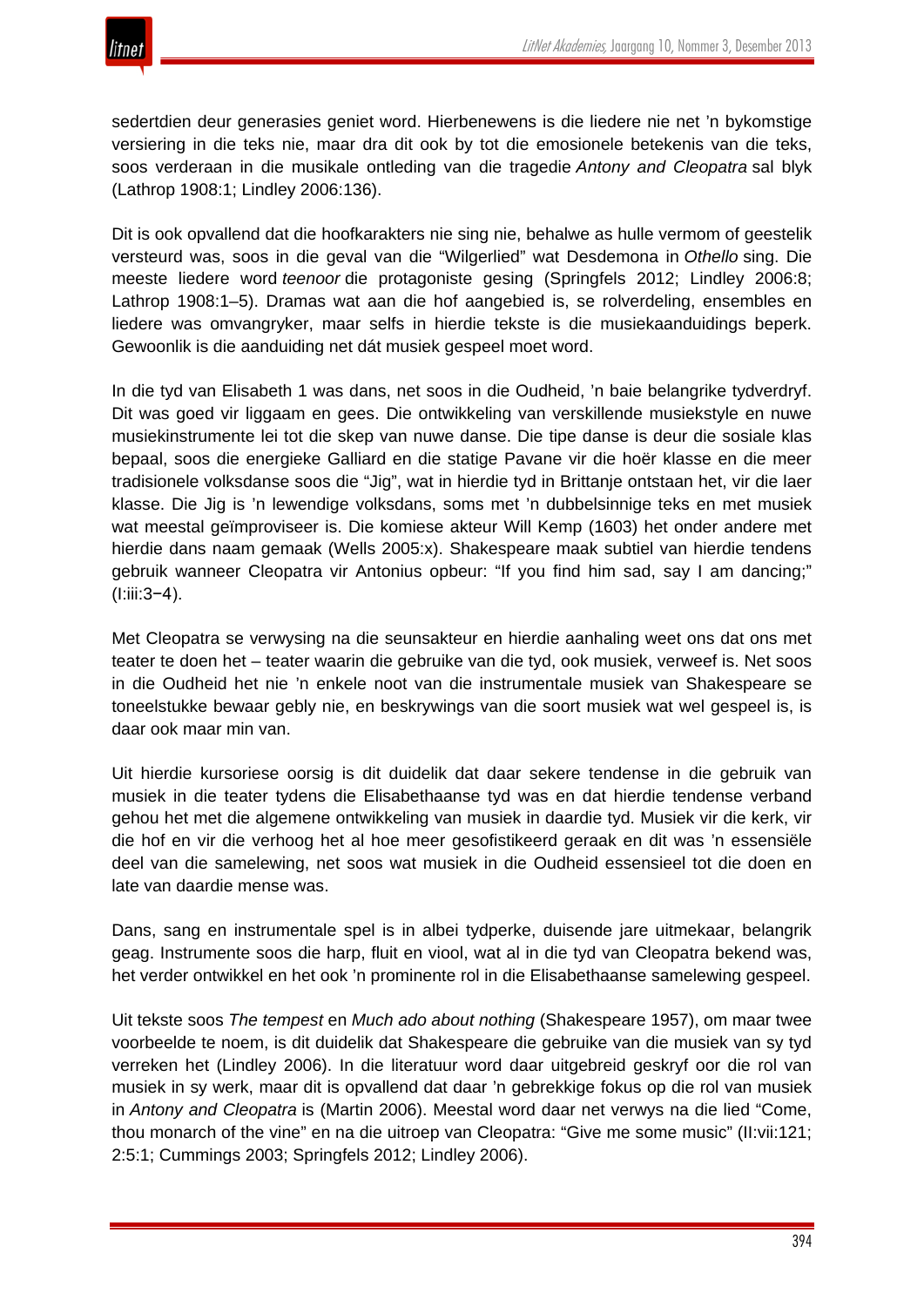sedertdien deur generasies geniet word. Hierbenewens is die liedere nie net 'n bykomstige versiering in die teks nie, maar dra dit ook by tot die emosionele betekenis van die teks, soos verderaan in die musikale ontleding van die tragedie *Antony and Cleopatra* sal blyk (Lathrop 1908:1; Lindley 2006:136).

Dit is ook opvallend dat die hoofkarakters nie sing nie, behalwe as hulle vermom of geestelik versteurd was, soos in die geval van die "Wilgerlied" wat Desdemona in *Othello* sing. Die meeste liedere word *teenoor* die protagoniste gesing (Springfels 2012; Lindley 2006:8; Lathrop 1908:1–5). Dramas wat aan die hof aangebied is, se rolverdeling, ensembles en liedere was omvangryker, maar selfs in hierdie tekste is die musiekaanduidings beperk. Gewoonlik is die aanduiding net dát musiek gespeel moet word.

In die tyd van Elisabeth 1 was dans, net soos in die Oudheid, 'n baie belangrike tydverdryf. Dit was goed vir liggaam en gees. Die ontwikkeling van verskillende musiekstyle en nuwe musiekinstrumente lei tot die skep van nuwe danse. Die tipe danse is deur die sosiale klas bepaal, soos die energieke Galliard en die statige Pavane vir die hoër klasse en die meer tradisionele volksdanse soos die "Jig", wat in hierdie tyd in Brittanje ontstaan het, vir die laer klasse. Die Jig is 'n lewendige volksdans, soms met 'n dubbelsinnige teks en met musiek wat meestal geïmproviseer is. Die komiese akteur Will Kemp (1603) het onder andere met hierdie dans naam gemaak (Wells 2005:x). Shakespeare maak subtiel van hierdie tendens gebruik wanneer Cleopatra vir Antonius opbeur: "If you find him sad, say I am dancing;" (I:iii:3−4).

Met Cleopatra se verwysing na die seunsakteur en hierdie aanhaling weet ons dat ons met teater te doen het – teater waarin die gebruike van die tyd, ook musiek, verweef is. Net soos in die Oudheid het nie 'n enkele noot van die instrumentale musiek van Shakespeare se toneelstukke bewaar gebly nie, en beskrywings van die soort musiek wat wel gespeel is, is daar ook maar min van.

Uit hierdie kursoriese oorsig is dit duidelik dat daar sekere tendense in die gebruik van musiek in die teater tydens die Elisabethaanse tyd was en dat hierdie tendense verband gehou het met die algemene ontwikkeling van musiek in daardie tyd. Musiek vir die kerk, vir die hof en vir die verhoog het al hoe meer gesofistikeerd geraak en dit was 'n essensiële deel van die samelewing, net soos wat musiek in die Oudheid essensieel tot die doen en late van daardie mense was.

Dans, sang en instrumentale spel is in albei tydperke, duisende jare uitmekaar, belangrik geag. Instrumente soos die harp, fluit en viool, wat al in die tyd van Cleopatra bekend was, het verder ontwikkel en het ook 'n prominente rol in die Elisabethaanse samelewing gespeel.

Uit tekste soos *The tempest* en *Much ado about nothing* (Shakespeare 1957), om maar twee voorbeelde te noem, is dit duidelik dat Shakespeare die gebruike van die musiek van sy tyd verreken het (Lindley 2006). In die literatuur word daar uitgebreid geskryf oor die rol van musiek in sy werk, maar dit is opvallend dat daar 'n gebrekkige fokus op die rol van musiek in *Antony and Cleopatra* is (Martin 2006). Meestal word daar net verwys na die lied "Come, thou monarch of the vine" en na die uitroep van Cleopatra: "Give me some music" (II:vii:121; 2:5:1; Cummings 2003; Springfels 2012; Lindley 2006).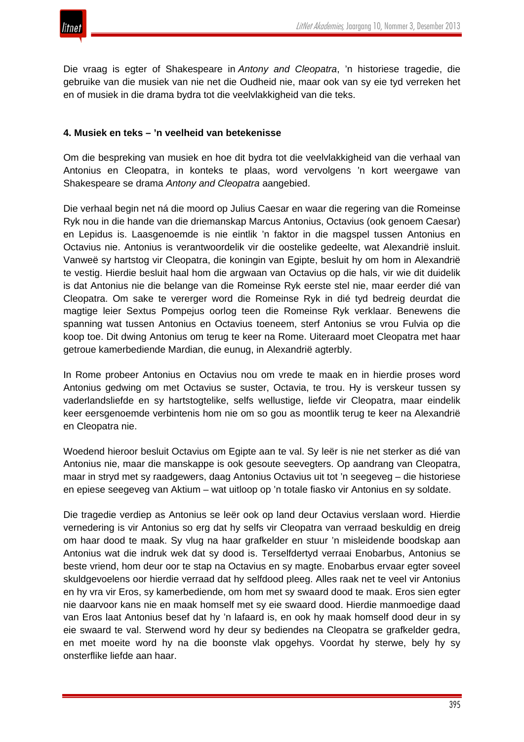Die vraag is egter of Shakespeare in *Antony and Cleopatra*, 'n historiese tragedie, die gebruike van die musiek van nie net die Oudheid nie, maar ook van sy eie tyd verreken het en of musiek in die drama bydra tot die veelvlakkigheid van die teks.

**4. Musiek en teks – 'n veelheid van betekenisse**

Om die bespreking van musiek en hoe dit bydra tot die veelvlakkigheid van die verhaal van Antonius en Cleopatra, in konteks te plaas, word vervolgens 'n kort weergawe van Shakespeare se drama *Antony and Cleopatra* aangebied.

Die verhaal begin net ná die moord op Julius Caesar en waar die regering van die Romeinse Ryk nou in die hande van die driemanskap Marcus Antonius, Octavius (ook genoem Caesar) en Lepidus is. Laasgenoemde is nie eintlik 'n faktor in die magspel tussen Antonius en Octavius nie. Antonius is verantwoordelik vir die oostelike gedeelte, wat Alexandrië insluit. Vanweë sy hartstog vir Cleopatra, die koningin van Egipte, besluit hy om hom in Alexandrië te vestig. Hierdie besluit haal hom die argwaan van Octavius op die hals, vir wie dit duidelik is dat Antonius nie die belange van die Romeinse Ryk eerste stel nie, maar eerder dié van Cleopatra. Om sake te vererger word die Romeinse Ryk in dié tyd bedreig deurdat die magtige leier Sextus Pompejus oorlog teen die Romeinse Ryk verklaar. Benewens die spanning wat tussen Antonius en Octavius toeneem, sterf Antonius se vrou Fulvia op die koop toe. Dit dwing Antonius om terug te keer na Rome. Uiteraard moet Cleopatra met haar getroue kamerbediende Mardian, die eunug, in Alexandrië agterbly.

In Rome probeer Antonius en Octavius nou om vrede te maak en in hierdie proses word Antonius gedwing om met Octavius se suster, Octavia, te trou. Hy is verskeur tussen sy vaderlandsliefde en sy hartstogtelike, selfs wellustige, liefde vir Cleopatra, maar eindelik keer eersgenoemde verbintenis hom nie om so gou as moontlik terug te keer na Alexandrië en Cleopatra nie.

Woedend hieroor besluit Octavius om Egipte aan te val. Sy leër is nie net sterker as dié van Antonius nie, maar die manskappe is ook gesoute seevegters. Op aandrang van Cleopatra, maar in stryd met sy raadgewers, daag Antonius Octavius uit tot 'n seegeveg – die historiese en epiese seegeveg van Aktium – wat uitloop op 'n totale fiasko vir Antonius en sy soldate.

Die tragedie verdiep as Antonius se leër ook op land deur Octavius verslaan word. Hierdie vernedering is vir Antonius so erg dat hy selfs vir Cleopatra van verraad beskuldig en dreig om haar dood te maak. Sy vlug na haar grafkelder en stuur 'n misleidende boodskap aan Antonius wat die indruk wek dat sy dood is. Terselfdertyd verraai Enobarbus, Antonius se beste vriend, hom deur oor te stap na Octavius en sy magte. Enobarbus ervaar egter soveel skuldgevoelens oor hierdie verraad dat hy selfdood pleeg. Alles raak net te veel vir Antonius en hy vra vir Eros, sy kamerbediende, om hom met sy swaard dood te maak. Eros sien egter nie daarvoor kans nie en maak homself met sy eie swaard dood. Hierdie manmoedige daad van Eros laat Antonius besef dat hy 'n lafaard is, en ook hy maak homself dood deur in sy eie swaard te val. Sterwend word hy deur sy bediendes na Cleopatra se grafkelder gedra, en met moeite word hy na die boonste vlak opgehys. Voordat hy sterwe, bely hy sy onsterflike liefde aan haar.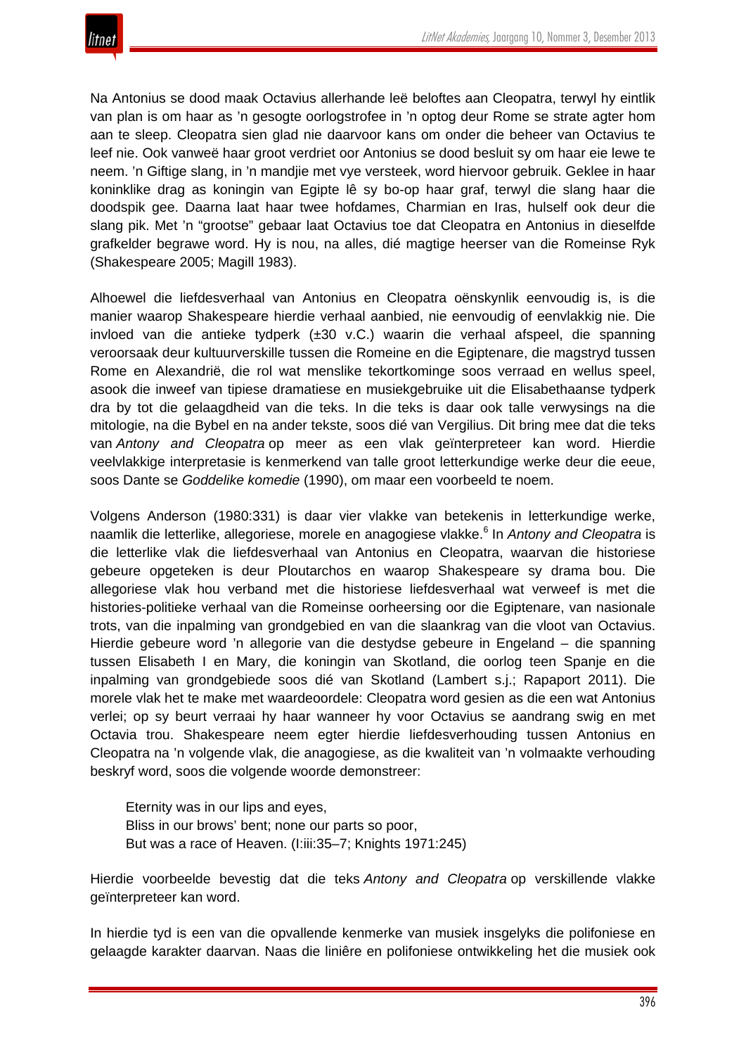Na Antonius se dood maak Octavius allerhande leë beloftes aan Cleopatra, terwyl hy eintlik van plan is om haar as 'n gesogte oorlogstrofee in 'n optog deur Rome se strate agter hom aan te sleep. Cleopatra sien glad nie daarvoor kans om onder die beheer van Octavius te leef nie. Ook vanweë haar groot verdriet oor Antonius se dood besluit sy om haar eie lewe te neem. 'n Giftige slang, in 'n mandjie met vye versteek, word hiervoor gebruik. Geklee in haar koninklike drag as koningin van Egipte lê sy bo-op haar graf, terwyl die slang haar die doodspik gee. Daarna laat haar twee hofdames, Charmian en Iras, hulself ook deur die slang pik. Met 'n "grootse" gebaar laat Octavius toe dat Cleopatra en Antonius in dieselfde grafkelder begrawe word. Hy is nou, na alles, dié magtige heerser van die Romeinse Ryk (Shakespeare 2005; Magill 1983).

Alhoewel die liefdesverhaal van Antonius en Cleopatra oënskynlik eenvoudig is, is die manier waarop Shakespeare hierdie verhaal aanbied, nie eenvoudig of eenvlakkig nie. Die invloed van die antieke tydperk (±30 v.C.) waarin die verhaal afspeel, die spanning veroorsaak deur kultuurverskille tussen die Romeine en die Egiptenare, die magstryd tussen Rome en Alexandrië, die rol wat menslike tekortkominge soos verraad en wellus speel, asook die inweef van tipiese dramatiese en musiekgebruike uit die Elisabethaanse tydperk dra by tot die gelaagdheid van die teks. In die teks is daar ook talle verwysings na die mitologie, na die Bybel en na ander tekste, soos dié van Vergilius. Dit bring mee dat die teks van *Antony and Cleopatra* op meer as een vlak geïnterpreteer kan word. Hierdie veelvlakkige interpretasie is kenmerkend van talle groot letterkundige werke deur die eeue, soos Dante se *Goddelike komedie* (1990), om maar een voorbeeld te noem.

Volgens Anderson (1980:331) is daar vier vlakke van betekenis in letterkundige werke, naamlik die letterlike, allegoriese, morele en anagogiese vlakke.[6] In *Antony and Cleopatra* is die letterlike vlak die liefdesverhaal van Antonius en Cleopatra, waarvan die historiese gebeure opgeteken is deur Ploutarchos en waarop Shakespeare sy drama bou. Die allegoriese vlak hou verband met die historiese liefdesverhaal wat verweef is met die histories-politieke verhaal van die Romeinse oorheersing oor die Egiptenare, van nasionale trots, van die inpalming van grondgebied en van die slaankrag van die vloot van Octavius. Hierdie gebeure word 'n allegorie van die destydse gebeure in Engeland – die spanning tussen Elisabeth I en Mary, die koningin van Skotland, die oorlog teen Spanje en die inpalming van grondgebiede soos dié van Skotland (Lambert s.j.; Rapaport 2011). Die morele vlak het te make met waardeoordele: Cleopatra word gesien as die een wat Antonius verlei; op sy beurt verraai hy haar wanneer hy voor Octavius se aandrang swig en met Octavia trou. Shakespeare neem egter hierdie liefdesverhouding tussen Antonius en Cleopatra na 'n volgende vlak, die anagogiese, as die kwaliteit van 'n volmaakte verhouding beskryf word, soos die volgende woorde demonstreer:

> Eternity was in our lips and eyes,
> Bliss in our brows' bent; none our parts so poor,
> But was a race of Heaven. (I:iii:35–7; Knights 1971:245)

Hierdie voorbeelde bevestig dat die teks *Antony and Cleopatra* op verskillende vlakke geïnterpreteer kan word.

In hierdie tyd is een van die opvallende kenmerke van musiek insgelyks die polifoniese en gelaagde karakter daarvan. Naas die liniêre en polifoniese ontwikkeling het die musiek ook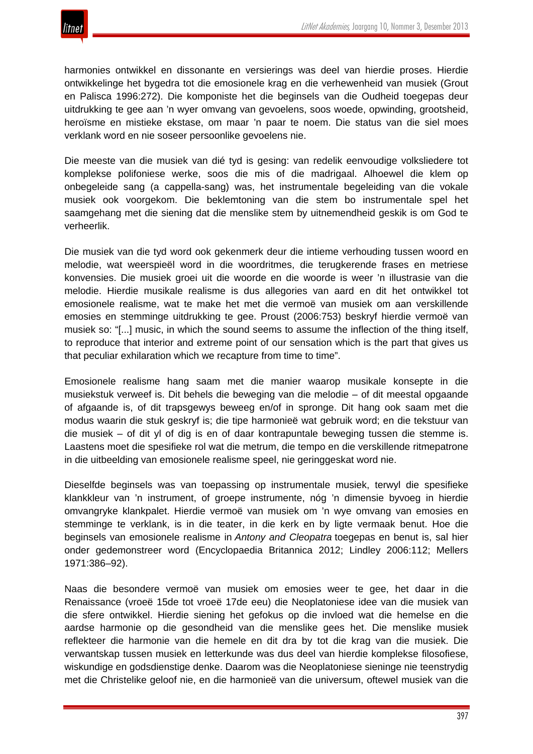harmonies ontwikkel en dissonante en versierings was deel van hierdie proses. Hierdie ontwikkelinge het bygedra tot die emosionele krag en die verhewenheid van musiek (Grout en Palisca 1996:272). Die komponiste het die beginsels van die Oudheid toegepas deur uitdrukking te gee aan 'n wyer omvang van gevoelens, soos woede, opwinding, grootsheid, heroïsme en mistieke ekstase, om maar 'n paar te noem. Die status van die siel moes verklank word en nie soseer persoonlike gevoelens nie.

Die meeste van die musiek van dié tyd is gesing: van redelik eenvoudige volksliedere tot komplekse polifoniese werke, soos die mis of die madrigaal. Alhoewel die klem op onbegeleide sang (a cappella-sang) was, het instrumentale begeleiding van die vokale musiek ook voorgekom. Die beklemtoning van die stem bo instrumentale spel het saamgehang met die siening dat die menslike stem by uitnemendheid geskik is om God te verheerlik.

Die musiek van die tyd word ook gekenmerk deur die intieme verhouding tussen woord en melodie, wat weerspieël word in die woordritmes, die terugkerende frases en metriese konvensies. Die musiek groei uit die woorde en die woorde is weer 'n illustrasie van die melodie. Hierdie musikale realisme is dus allegories van aard en dit het ontwikkel tot emosionele realisme, wat te make het met die vermoë van musiek om aan verskillende emosies en stemminge uitdrukking te gee. Proust (2006:753) beskryf hierdie vermoë van musiek so: "[...] music, in which the sound seems to assume the inflection of the thing itself, to reproduce that interior and extreme point of our sensation which is the part that gives us that peculiar exhilaration which we recapture from time to time".

Emosionele realisme hang saam met die manier waarop musikale konsepte in die musiekstuk verweef is. Dit behels die beweging van die melodie – of dit meestal opgaande of afgaande is, of dit trapsgewys beweeg en/of in spronge. Dit hang ook saam met die modus waarin die stuk geskryf is; die tipe harmonieë wat gebruik word; en die tekstuur van die musiek – of dit yl of dig is en of daar kontrapuntale beweging tussen die stemme is. Laastens moet die spesifieke rol wat die metrum, die tempo en die verskillende ritmepatrone in die uitbeelding van emosionele realisme speel, nie geringgeskat word nie.

Dieselfde beginsels was van toepassing op instrumentale musiek, terwyl die spesifieke klankkleur van 'n instrument, of groepe instrumente, nóg 'n dimensie byvoeg in hierdie omvangryke klankpalet. Hierdie vermoë van musiek om 'n wye omvang van emosies en stemminge te verklank, is in die teater, in die kerk en by ligte vermaak benut. Hoe die beginsels van emosionele realisme in *Antony and Cleopatra* toegepas en benut is, sal hier onder gedemonstreer word (Encyclopaedia Britannica 2012; Lindley 2006:112; Mellers 1971:386–92).

Naas die besondere vermoë van musiek om emosies weer te gee, het daar in die Renaissance (vroeë 15de tot vroeë 17de eeu) die Neoplatoniese idee van die musiek van die sfere ontwikkel. Hierdie siening het gefokus op die invloed wat die hemelse en die aardse harmonie op die gesondheid van die menslike gees het. Die menslike musiek reflekteer die harmonie van die hemele en dit dra by tot die krag van die musiek. Die verwantskap tussen musiek en letterkunde was dus deel van hierdie komplekse filosofiese, wiskundige en godsdienstige denke. Daarom was die Neoplatoniese sieninge nie teenstrydig met die Christelike geloof nie, en die harmonieë van die universum, oftewel musiek van die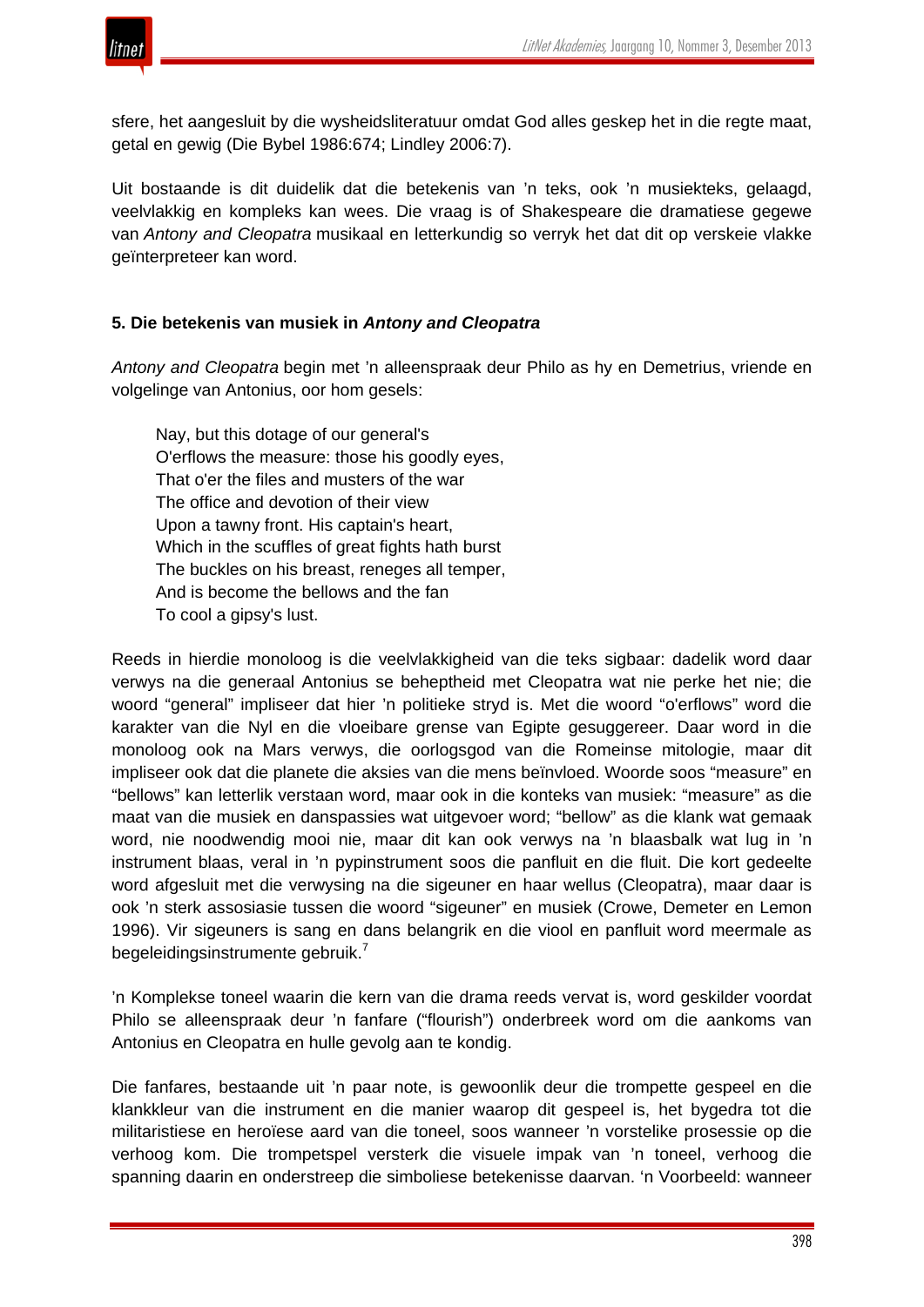sfere, het aangesluit by die wysheidsliteratuur omdat God alles geskep het in die regte maat, getal en gewig (Die Bybel 1986:674; Lindley 2006:7).

Uit bostaande is dit duidelik dat die betekenis van 'n teks, ook 'n musiekteks, gelaagd, veelvlakkig en kompleks kan wees. Die vraag is of Shakespeare die dramatiese gegewe van *Antony and Cleopatra* musikaal en letterkundig so verryk het dat dit op verskeie vlakke geïnterpreteer kan word.

### 5. Die betekenis van musiek in *Antony and Cleopatra*

*Antony and Cleopatra* begin met 'n alleenspraak deur Philo as hy en Demetrius, vriende en volgelinge van Antonius, oor hom gesels:

> Nay, but this dotage of our general's
> O'erflows the measure: those his goodly eyes,
> That o'er the files and musters of the war
> The office and devotion of their view
> Upon a tawny front. His captain's heart,
> Which in the scuffles of great fights hath burst
> The buckles on his breast, reneges all temper,
> And is become the bellows and the fan
> To cool a gipsy's lust.

Reeds in hierdie monoloog is die veelvlakkigheid van die teks sigbaar: dadelik word daar verwys na die generaal Antonius se beheptheid met Cleopatra wat nie perke het nie; die woord "general" impliseer dat hier 'n politieke stryd is. Met die woord "o'erflows" word die karakter van die Nyl en die vloeibare grense van Egipte gesuggereer. Daar word in die monoloog ook na Mars verwys, die oorlogsgod van die Romeinse mitologie, maar dit impliseer ook dat die planete die aksies van die mens beïnvloed. Woorde soos "measure" en "bellows" kan letterlik verstaan word, maar ook in die konteks van musiek: "measure" as die maat van die musiek en danspassies wat uitgevoer word; "bellow" as die klank wat gemaak word, nie noodwendig mooi nie, maar dit kan ook verwys na 'n blaasbalk wat lug in 'n instrument blaas, veral in 'n pypinstrument soos die panfluit en die fluit. Die kort gedeelte word afgesluit met die verwysing na die sigeuner en haar wellus (Cleopatra), maar daar is ook 'n sterk assosiasie tussen die woord "sigeuner" en musiek (Crowe, Demeter en Lemon 1996). Vir sigeuners is sang en dans belangrik en die viool en panfluit word meermale as begeleidingsinstrumente gebruik.[7]

'n Komplekse toneel waarin die kern van die drama reeds vervat is, word geskilder voordat Philo se alleenspraak deur 'n fanfare ("flourish") onderbreek word om die aankoms van Antonius en Cleopatra en hulle gevolg aan te kondig.

Die fanfares, bestaande uit 'n paar note, is gewoonlik deur die trompette gespeel en die klankkleur van die instrument en die manier waarop dit gespeel is, het bygedra tot die militaristiese en heroïese aard van die toneel, soos wanneer 'n vorstelike prosessie op die verhoog kom. Die trompetspel versterk die visuele impak van 'n toneel, verhoog die spanning daarin en onderstreep die simboliese betekenisse daarvan. 'n Voorbeeld: wanneer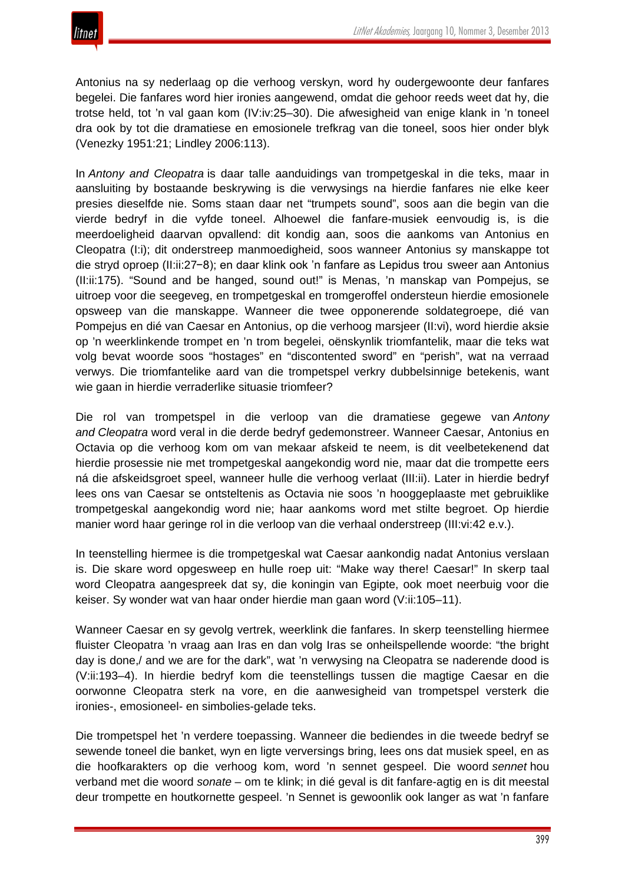Antonius na sy nederlaag op die verhoog verskyn, word hy oudergewoonte deur fanfares begelei. Die fanfares word hier ironies aangewend, omdat die gehoor reeds weet dat hy, die trotse held, tot ’n val gaan kom (IV:iv:25–30). Die afwesigheid van enige klank in ’n toneel dra ook by tot die dramatiese en emosionele trefkrag van die toneel, soos hier onder blyk (Venezky 1951:21; Lindley 2006:113).

In *Antony and Cleopatra* is daar talle aanduidings van trompetgeskal in die teks, maar in aansluiting by bostaande beskrywing is die verwysings na hierdie fanfares nie elke keer presies dieselfde nie. Soms staan daar net “trumpets sound”, soos aan die begin van die vierde bedryf in die vyfde toneel. Alhoewel die fanfare-musiek eenvoudig is, is die meerdoeligheid daarvan opvallend: dit kondig aan, soos die aankoms van Antonius en Cleopatra (I:i); dit onderstreep manmoedigheid, soos wanneer Antonius sy manskappe tot die stryd oproep (II:ii:27−8); en daar klink ook ’n fanfare as Lepidus trou sweer aan Antonius (II:ii:175). “Sound and be hanged, sound out!” is Menas, ’n manskap van Pompejus, se uitroep voor die seegeveg, en trompetgeskal en tromgeroffel ondersteun hierdie emosionele opsweep van die manskappe. Wanneer die twee opponerende soldategroepe, dié van Pompejus en dié van Caesar en Antonius, op die verhoog marsjeer (II:vi), word hierdie aksie op ’n weerklinkende trompet en ’n trom begelei, oënskynlik triomfantelik, maar die teks wat volg bevat woorde soos “hostages” en “discontented sword” en “perish”, wat na verraad verwys. Die triomfantelike aard van die trompetspel verkry dubbelsinnige betekenis, want wie gaan in hierdie verraderlike situasie triomfeer?

Die rol van trompetspel in die verloop van die dramatiese gegewe van *Antony and Cleopatra* word veral in die derde bedryf gedemonstreer. Wanneer Caesar, Antonius en Octavia op die verhoog kom om van mekaar afskeid te neem, is dit veelbetekenend dat hierdie prosessie nie met trompetgeskal aangekondig word nie, maar dat die trompette eers ná die afskeidsgroet speel, wanneer hulle die verhoog verlaat (III:ii). Later in hierdie bedryf lees ons van Caesar se ontsteltenis as Octavia nie soos ’n hooggeplaaste met gebruiklike trompetgeskal aangekondig word nie; haar aankoms word met stilte begroet. Op hierdie manier word haar geringe rol in die verloop van die verhaal onderstreep (III:vi:42 e.v.).

In teenstelling hiermee is die trompetgeskal wat Caesar aankondig nadat Antonius verslaan is. Die skare word opgesweep en hulle roep uit: “Make way there! Caesar!” In skerp taal word Cleopatra aangespreek dat sy, die koningin van Egipte, ook moet neerbuig voor die keiser. Sy wonder wat van haar onder hierdie man gaan word (V:ii:105–11).

Wanneer Caesar en sy gevolg vertrek, weerklink die fanfares. In skerp teenstelling hiermee fluister Cleopatra ’n vraag aan Iras en dan volg Iras se onheilspellende woorde: “the bright day is done,/ and we are for the dark”, wat ’n verwysing na Cleopatra se naderende dood is (V:ii:193–4). In hierdie bedryf kom die teenstellings tussen die magtige Caesar en die oorwonne Cleopatra sterk na vore, en die aanwesigheid van trompetspel versterk die ironies-, emosioneel- en simbolies-gelade teks.

Die trompetspel het ’n verdere toepassing. Wanneer die bediendes in die tweede bedryf se sewende toneel die banket, wyn en ligte verversings bring, lees ons dat musiek speel, en as die hoofkarakters op die verhoog kom, word ’n sennet gespeel. Die woord *sennet* hou verband met die woord *sonate* – om te klink; in dié geval is dit fanfare-agtig en is dit meestal deur trompette en houtkornette gespeel. ’n Sennet is gewoonlik ook langer as wat ’n fanfare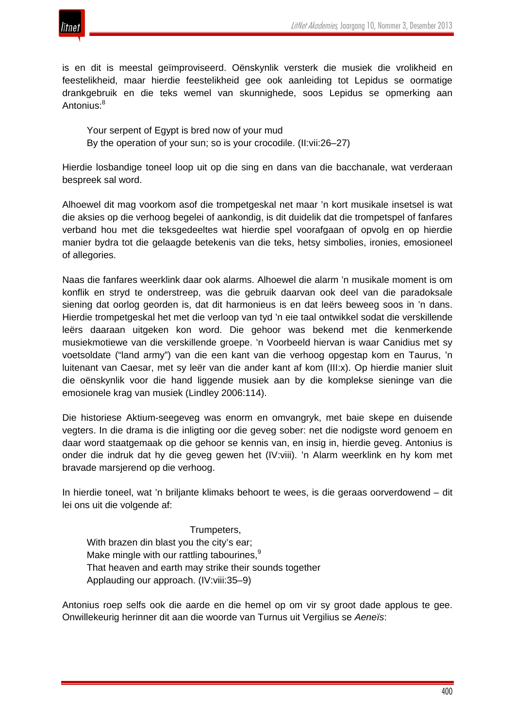is en dit is meestal geïmproviseerd. Oënskynlik versterk die musiek die vrolikheid en feestelikheid, maar hierdie feestelikheid gee ook aanleiding tot Lepidus se oormatige drankgebruik en die teks wemel van skunnighede, soos Lepidus se opmerking aan Antonius:[8]

> Your serpent of Egypt is bred now of your mud  
> By the operation of your sun; so is your crocodile. (II:vii:26–27)

Hierdie losbandige toneel loop uit op die sing en dans van die bacchanale, wat verderaan bespreek sal word.

Alhoewel dit mag voorkom asof die trompetgeskal net maar ’n kort musikale insetsel is wat die aksies op die verhoog begelei of aankondig, is dit duidelik dat die trompetspel of fanfares verband hou met die teksgedeeltes wat hierdie spel voorafgaan of opvolg en op hierdie manier bydra tot die gelaagde betekenis van die teks, hetsy simbolies, ironies, emosioneel of allegories.

Naas die fanfares weerklink daar ook alarms. Alhoewel die alarm ’n musikale moment is om konflik en stryd te onderstreep, was die gebruik daarvan ook deel van die paradoksale siening dat oorlog georden is, dat dit harmonieus is en dat leërs beweeg soos in ’n dans. Hierdie trompetgeskal het met die verloop van tyd ’n eie taal ontwikkel sodat die verskillende leërs daaraan uitgeken kon word. Die gehoor was bekend met die kenmerkende musiekmotiewe van die verskillende groepe. ’n Voorbeeld hiervan is waar Canidius met sy voetsoldate (“land army”) van die een kant van die verhoog opgestap kom en Taurus, ’n luitenant van Caesar, met sy leër van die ander kant af kom (III:x). Op hierdie manier sluit die oënskynlik voor die hand liggende musiek aan by die komplekse sieninge van die emosionele krag van musiek (Lindley 2006:114).

Die historiese Aktium-seegeveg was enorm en omvangryk, met baie skepe en duisende vegters. In die drama is die inligting oor die geveg sober: net die nodigste word genoem en daar word staatgemaak op die gehoor se kennis van, en insig in, hierdie geveg. Antonius is onder die indruk dat hy die geveg gewen het (IV:viii). ’n Alarm weerklink en hy kom met bravade marsjerend op die verhoog.

In hierdie toneel, wat ’n briljante klimaks behoort te wees, is die geraas oorverdowend – dit lei ons uit die volgende af:

> Trumpeters,  
> With brazen din blast you the city’s ear;  
> Make mingle with our rattling tabourines,[9]  
> That heaven and earth may strike their sounds together  
> Applauding our approach. (IV:viii:35–9)

Antonius roep selfs ook die aarde en die hemel op om vir sy groot dade applous te gee. Onwillekeurig herinner dit aan die woorde van Turnus uit Vergilius se *Aeneïs*: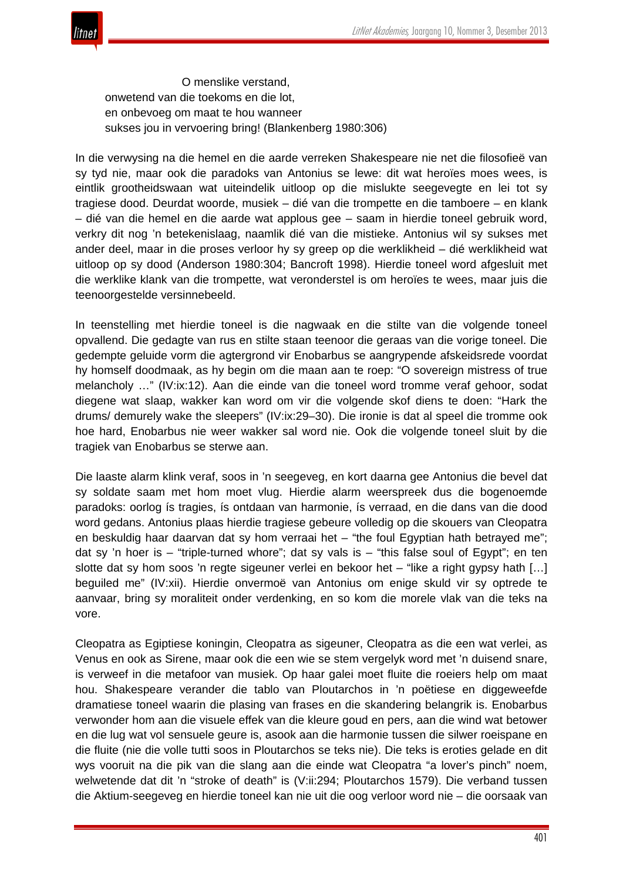O menslike verstand,  
onwetend van die toekoms en die lot,  
en onbevoeg om maat te hou wanneer  
sukses jou in vervoering bring! (Blankenberg 1980:306)

In die verwysing na die hemel en die aarde verreken Shakespeare nie net die filosofieë van sy tyd nie, maar ook die paradoks van Antonius se lewe: dit wat heroïes moes wees, is eintlik grootheidswaan wat uiteindelik uitloop op die mislukte seegevegte en lei tot sy tragiese dood. Deurdat woorde, musiek – dié van die trompette en die tamboere – en klank – dié van die hemel en die aarde wat applous gee – saam in hierdie toneel gebruik word, verkry dit nog 'n betekenislaag, naamlik dié van die mistieke. Antonius wil sy sukses met ander deel, maar in die proses verloor hy sy greep op die werklikheid – dié werklikheid wat uitloop op sy dood (Anderson 1980:304; Bancroft 1998). Hierdie toneel word afgesluit met die werklike klank van die trompette, wat veronderstel is om heroïes te wees, maar juis die teenoorgestelde versinnebeeld.

In teenstelling met hierdie toneel is die nagwaak en die stilte van die volgende toneel opvallend. Die gedagte van rus en stilte staan teenoor die geraas van die vorige toneel. Die gedempte geluide vorm die agtergrond vir Enobarbus se aangrypende afskeidsrede voordat hy homself doodmaak, as hy begin om die maan aan te roep: "O sovereign mistress of true melancholy …" (IV:ix:12). Aan die einde van die toneel word tromme veraf gehoor, sodat diegene wat slaap, wakker kan word om vir die volgende skof diens te doen: "Hark the drums/ demurely wake the sleepers" (IV:ix:29–30). Die ironie is dat al speel die tromme ook hoe hard, Enobarbus nie weer wakker sal word nie. Ook die volgende toneel sluit by die tragiek van Enobarbus se sterwe aan.

Die laaste alarm klink veraf, soos in 'n seegeveg, en kort daarna gee Antonius die bevel dat sy soldate saam met hom moet vlug. Hierdie alarm weerspreek dus die bogenoemde paradoks: oorlog ís tragies, ís ontdaan van harmonie, ís verraad, en die dans van die dood word gedans. Antonius plaas hierdie tragiese gebeure volledig op die skouers van Cleopatra en beskuldig haar daarvan dat sy hom verraai het – "the foul Egyptian hath betrayed me"; dat sy 'n hoer is – "triple-turned whore"; dat sy vals is – "this false soul of Egypt"; en ten slotte dat sy hom soos 'n regte sigeuner verlei en bekoor het – "like a right gypsy hath […] beguiled me" (IV:xii). Hierdie onvermoë van Antonius om enige skuld vir sy optrede te aanvaar, bring sy moraliteit onder verdenking, en so kom die morele vlak van die teks na vore.

Cleopatra as Egiptiese koningin, Cleopatra as sigeuner, Cleopatra as die een wat verlei, as Venus en ook as Sirene, maar ook die een wie se stem vergelyk word met 'n duisend snare, is verweef in die metafoor van musiek. Op haar galei moet fluite die roeiers help om maat hou. Shakespeare verander die tablo van Ploutarchos in 'n poëtiese en diggeweefde dramatiese toneel waarin die plasing van frases en die skandering belangrik is. Enobarbus verwonder hom aan die visuele effek van die kleure goud en pers, aan die wind wat betower en die lug wat vol sensuele geure is, asook aan die harmonie tussen die silwer roeispane en die fluite (nie die volle tutti soos in Ploutarchos se teks nie). Die teks is eroties gelade en dit wys vooruit na die pik van die slang aan die einde wat Cleopatra "a lover's pinch" noem, welwetende dat dit 'n "stroke of death" is (V:ii:294; Ploutarchos 1579). Die verband tussen die Aktium-seegeveg en hierdie toneel kan nie uit die oog verloor word nie – die oorsaak van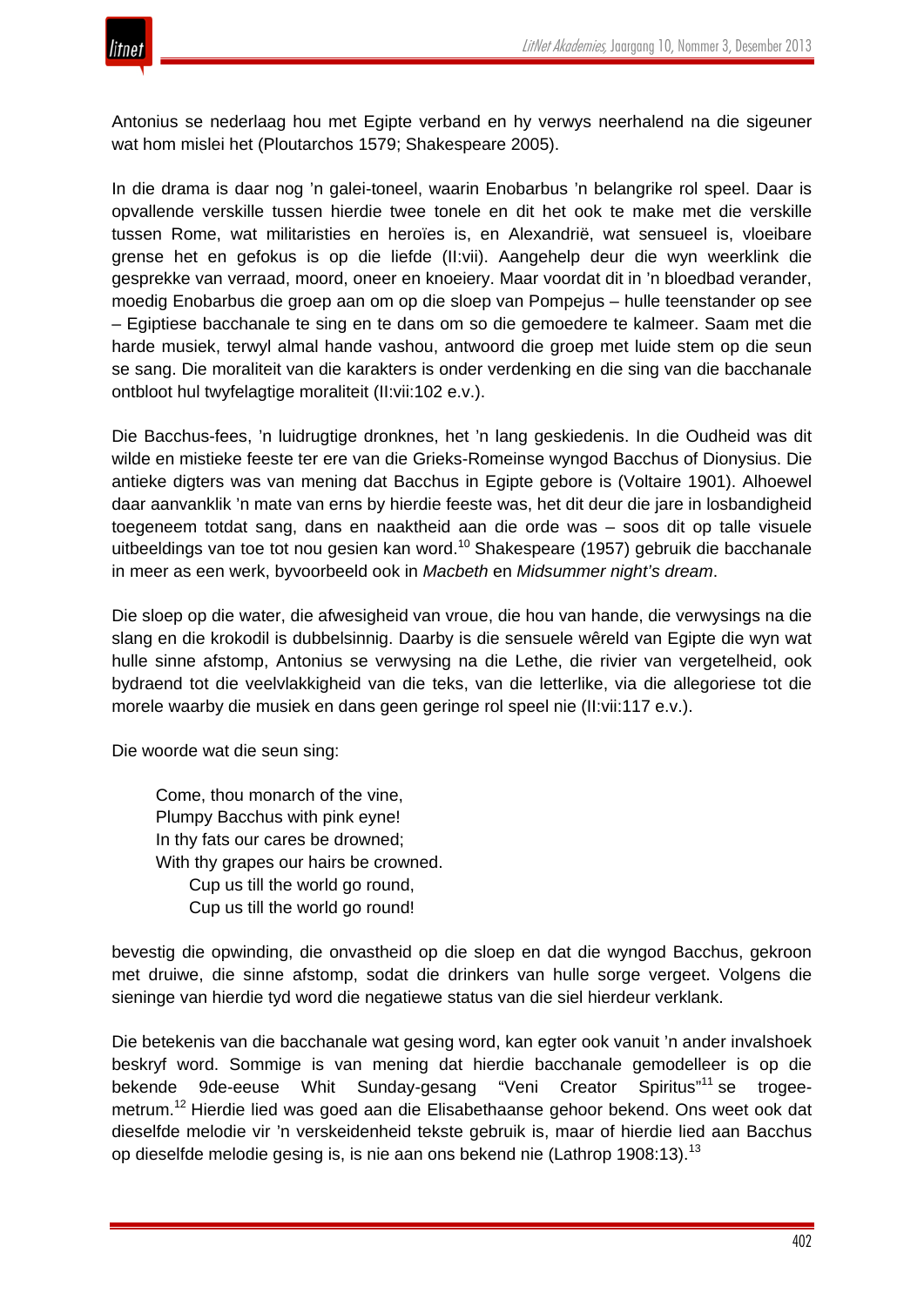Antonius se nederlaag hou met Egipte verband en hy verwys neerhalend na die sigeuner wat hom mislei het (Ploutarchos 1579; Shakespeare 2005).

In die drama is daar nog 'n galei-toneel, waarin Enobarbus 'n belangrike rol speel. Daar is opvallende verskille tussen hierdie twee tonele en dit het ook te make met die verskille tussen Rome, wat militaristies en heroïes is, en Alexandrië, wat sensueel is, vloeibare grense het en gefokus is op die liefde (II:vii). Aangehelp deur die wyn weerklink die gesprekke van verraad, moord, oneer en knoeiery. Maar voordat dit in 'n bloedbad verander, moedig Enobarbus die groep aan om op die sloep van Pompejus – hulle teenstander op see – Egiptiese bacchanale te sing en te dans om so die gemoedere te kalmeer. Saam met die harde musiek, terwyl almal hande vashou, antwoord die groep met luide stem op die seun se sang. Die moraliteit van die karakters is onder verdenking en die sing van die bacchanale ontbloot hul twyfelagtige moraliteit (II:vii:102 e.v.).

Die Bacchus-fees, 'n luidrugtige dronknes, het 'n lang geskiedenis. In die Oudheid was dit wilde en mistieke feeste ter ere van die Grieks-Romeinse wyngod Bacchus of Dionysius. Die antieke digters was van mening dat Bacchus in Egipte gebore is (Voltaire 1901). Alhoewel daar aanvanklik 'n mate van erns by hierdie feeste was, het dit deur die jare in losbandigheid toegeneem totdat sang, dans en naaktheid aan die orde was – soos dit op talle visuele uitbeeldings van toe tot nou gesien kan word.[10] Shakespeare (1957) gebruik die bacchanale in meer as een werk, byvoorbeeld ook in *Macbeth* en *Midsummer night's dream*.

Die sloep op die water, die afwesigheid van vroue, die hou van hande, die verwysings na die slang en die krokodil is dubbelsinnig. Daarby is die sensuele wêreld van Egipte die wyn wat hulle sinne afstomp, Antonius se verwysing na die Lethe, die rivier van vergetelheid, ook bydraend tot die veelvlakkigheid van die teks, van die letterlike, via die allegoriese tot die morele waarby die musiek en dans geen geringe rol speel nie (II:vii:117 e.v.).

Die woorde wat die seun sing:

> Come, thou monarch of the vine,
> Plumpy Bacchus with pink eyne!
> In thy fats our cares be drowned;
> With thy grapes our hairs be crowned.
> Cup us till the world go round,
> Cup us till the world go round!

bevestig die opwinding, die onvastheid op die sloep en dat die wyngod Bacchus, gekroon met druiwe, die sinne afstomp, sodat die drinkers van hulle sorge vergeet. Volgens die sieninge van hierdie tyd word die negatiewe status van die siel hierdeur verklank.

Die betekenis van die bacchanale wat gesing word, kan egter ook vanuit 'n ander invalshoek beskryf word. Sommige is van mening dat hierdie bacchanale gemodelleer is op die bekende 9de-eeuse Whit Sunday-gesang "Veni Creator Spiritus"[11] se trogee-metrum.[12] Hierdie lied was goed aan die Elisabethaanse gehoor bekend. Ons weet ook dat dieselfde melodie vir 'n verskeidenheid tekste gebruik is, maar of hierdie lied aan Bacchus op dieselfde melodie gesing is, is nie aan ons bekend nie (Lathrop 1908:13).[13]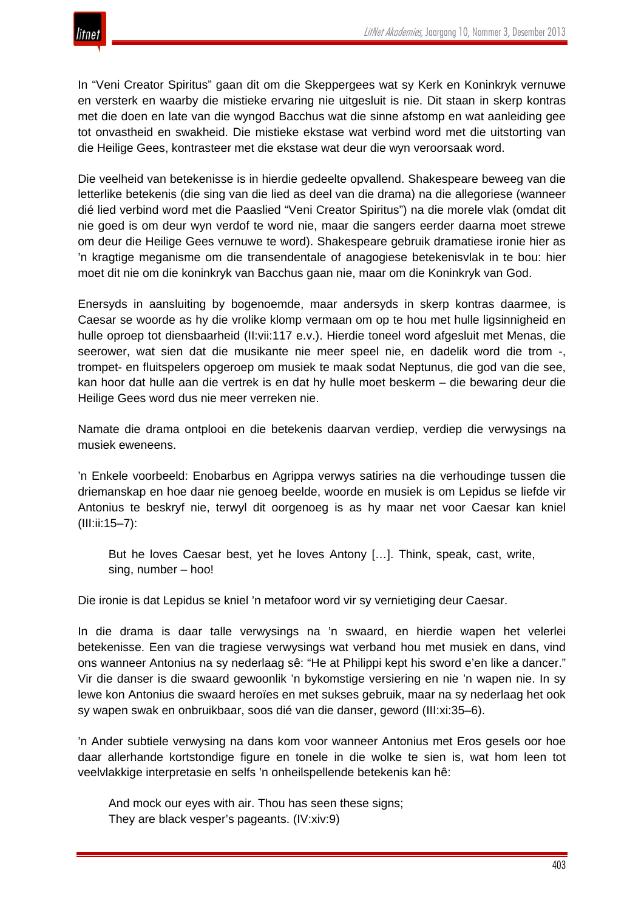In "Veni Creator Spiritus" gaan dit om die Skeppergees wat sy Kerk en Koninkryk vernuwe en versterk en waarby die mistieke ervaring nie uitgesluit is nie. Dit staan in skerp kontras met die doen en late van die wyngod Bacchus wat die sinne afstomp en wat aanleiding gee tot onvastheid en swakheid. Die mistieke ekstase wat verbind word met die uitstorting van die Heilige Gees, kontrasteer met die ekstase wat deur die wyn veroorsaak word.

Die veelheid van betekenisse is in hierdie gedeelte opvallend. Shakespeare beweeg van die letterlike betekenis (die sing van die lied as deel van die drama) na die allegoriese (wanneer dié lied verbind word met die Paaslied "Veni Creator Spiritus") na die morele vlak (omdat dit nie goed is om deur wyn verdof te word nie, maar die sangers eerder daarna moet strewe om deur die Heilige Gees vernuwe te word). Shakespeare gebruik dramatiese ironie hier as 'n kragtige meganisme om die transendentale of anagogiese betekenisvlak in te bou: hier moet dit nie om die koninkryk van Bacchus gaan nie, maar om die Koninkryk van God.

Enersyds in aansluiting by bogenoemde, maar andersyds in skerp kontras daarmee, is Caesar se woorde as hy die vrolike klomp vermaan om op te hou met hulle ligsinnigheid en hulle oproep tot diensbaarheid (II:vii:117 e.v.). Hierdie toneel word afgesluit met Menas, die seerower, wat sien dat die musikante nie meer speel nie, en dadelik word die trom -, trompet- en fluitspelers opgeroep om musiek te maak sodat Neptunus, die god van die see, kan hoor dat hulle aan die vertrek is en dat hy hulle moet beskerm – die bewaring deur die Heilige Gees word dus nie meer verreken nie.

Namate die drama ontplooi en die betekenis daarvan verdiep, verdiep die verwysings na musiek eweneens.

'n Enkele voorbeeld: Enobarbus en Agrippa verwys satiries na die verhoudinge tussen die driemanskap en hoe daar nie genoeg beelde, woorde en musiek is om Lepidus se liefde vir Antonius te beskryf nie, terwyl dit oorgenoeg is as hy maar net voor Caesar kan kniel (III:ii:15–7):

> But he loves Caesar best, yet he loves Antony […]. Think, speak, cast, write, sing, number – hoo!

Die ironie is dat Lepidus se kniel 'n metafoor word vir sy vernietiging deur Caesar.

In die drama is daar talle verwysings na 'n swaard, en hierdie wapen het velerlei betekenisse. Een van die tragiese verwysings wat verband hou met musiek en dans, vind ons wanneer Antonius na sy nederlaag sê: "He at Philippi kept his sword e'en like a dancer." Vir die danser is die swaard gewoonlik 'n bykomstige versiering en nie 'n wapen nie. In sy lewe kon Antonius die swaard heroïes en met sukses gebruik, maar na sy nederlaag het ook sy wapen swak en onbruikbaar, soos dié van die danser, geword (III:xi:35–6).

'n Ander subtiele verwysing na dans kom voor wanneer Antonius met Eros gesels oor hoe daar allerhande kortstondige figure en tonele in die wolke te sien is, wat hom leen tot veelvlakkige interpretasie en selfs 'n onheilspellende betekenis kan hê:

> And mock our eyes with air. Thou has seen these signs;
> They are black vesper's pageants. (IV:xiv:9)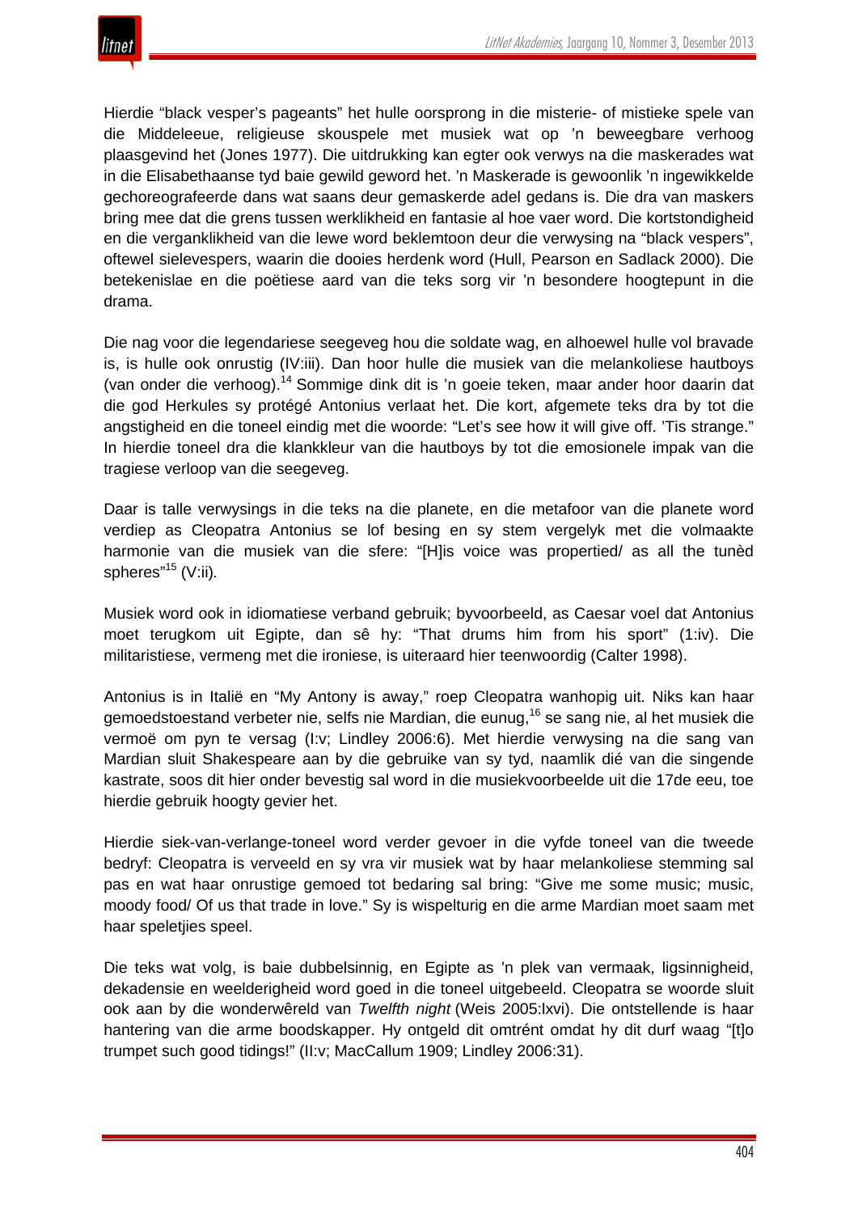Hierdie “black vesper’s pageants” het hulle oorsprong in die misterie- of mistieke spele van die Middeleeue, religieuse skouspele met musiek wat op ’n beweegbare verhoog plaasgevind het (Jones 1977). Die uitdrukking kan egter ook verwys na die maskerades wat in die Elisabethaanse tyd baie gewild geword het. ’n Maskerade is gewoonlik ’n ingewikkelde gechoreografeerde dans wat saans deur gemaskerde adel gedans is. Die dra van maskers bring mee dat die grens tussen werklikheid en fantasie al hoe vaer word. Die kortstondigheid en die verganklikheid van die lewe word beklemtoon deur die verwysing na “black vespers”, oftewel sielevespers, waarin die dooies herdenk word (Hull, Pearson en Sadlack 2000). Die betekenislae en die poëtiese aard van die teks sorg vir ’n besondere hoogtepunt in die drama.

Die nag voor die legendariese seegeveg hou die soldate wag, en alhoewel hulle vol bravade is, is hulle ook onrustig (IV:iii). Dan hoor hulle die musiek van die melankoliese hautboys (van onder die verhoog).[14] Sommige dink dit is ’n goeie teken, maar ander hoor daarin dat die god Herkules sy protégé Antonius verlaat het. Die kort, afgemete teks dra by tot die angstigheid en die toneel eindig met die woorde: “Let’s see how it will give off. ’Tis strange.” In hierdie toneel dra die klankkleur van die hautboys by tot die emosionele impak van die tragiese verloop van die seegeveg.

Daar is talle verwysings in die teks na die planete, en die metafoor van die planete word verdiep as Cleopatra Antonius se lof besing en sy stem vergelyk met die volmaakte harmonie van die musiek van die sfere: “[H]is voice was propertied/ as all the tunèd spheres”[15] (V:ii).

Musiek word ook in idiomatiese verband gebruik; byvoorbeeld, as Caesar voel dat Antonius moet terugkom uit Egipte, dan sê hy: “That drums him from his sport” (1:iv). Die militaristiese, vermeng met die ironiese, is uiteraard hier teenwoordig (Calter 1998).

Antonius is in Italië en “My Antony is away,” roep Cleopatra wanhopig uit. Niks kan haar gemoedstoestand verbeter nie, selfs nie Mardian, die eunug,[16] se sang nie, al het musiek die vermoë om pyn te versag (I:v; Lindley 2006:6). Met hierdie verwysing na die sang van Mardian sluit Shakespeare aan by die gebruike van sy tyd, naamlik dié van die singende kastrate, soos dit hier onder bevestig sal word in die musiekvoorbeelde uit die 17de eeu, toe hierdie gebruik hoogty gevier het.

Hierdie siek-van-verlange-toneel word verder gevoer in die vyfde toneel van die tweede bedryf: Cleopatra is verveeld en sy vra vir musiek wat by haar melankoliese stemming sal pas en wat haar onrustige gemoed tot bedaring sal bring: “Give me some music; music, moody food/ Of us that trade in love.” Sy is wispelturig en die arme Mardian moet saam met haar speletjies speel.

Die teks wat volg, is baie dubbelsinnig, en Egipte as ’n plek van vermaak, ligsinnigheid, dekadensie en weelderigheid word goed in die toneel uitgebeeld. Cleopatra se woorde sluit ook aan by die wonderwêreld van *Twelfth night* (Weis 2005:lxvi). Die ontstellende is haar hantering van die arme boodskapper. Hy ontgeld dit omtrént omdat hy dit durf waag “[t]o trumpet such good tidings!” (II:v; MacCallum 1909; Lindley 2006:31).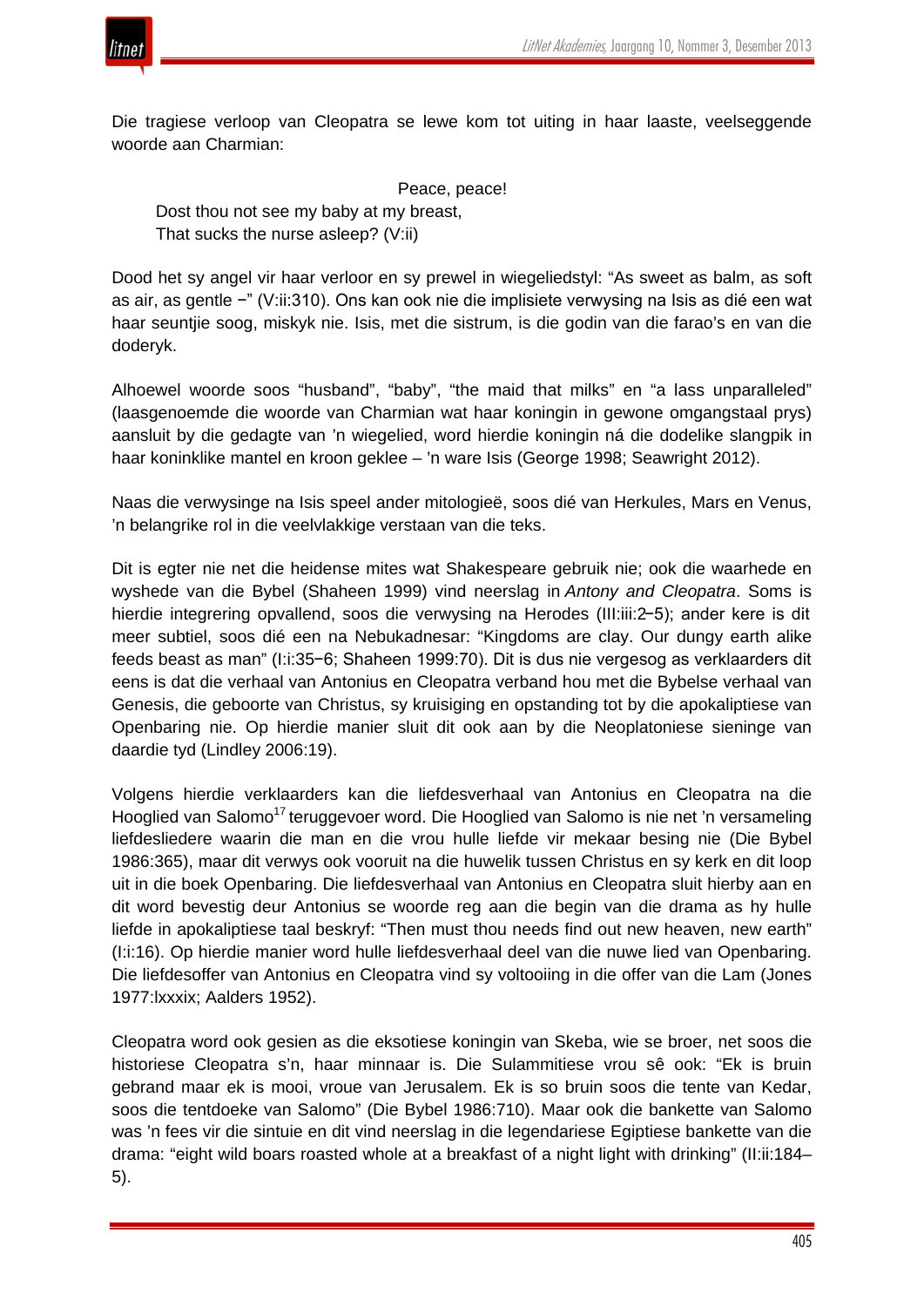Die tragiese verloop van Cleopatra se lewe kom tot uiting in haar laaste, veelseggende woorde aan Charmian:

> Peace, peace!
> Dost thou not see my baby at my breast,
> That sucks the nurse asleep? (V:ii)

Dood het sy angel vir haar verloor en sy prewel in wiegeliedstyl: "As sweet as balm, as soft as air, as gentle −" (V:ii:310). Ons kan ook nie die implisiete verwysing na Isis as dié een wat haar seuntjie soog, miskyk nie. Isis, met die sistrum, is die godin van die farao's en van die doderyk.

Alhoewel woorde soos "husband", "baby", "the maid that milks" en "a lass unparalleled" (laasgenoemde die woorde van Charmian wat haar koningin in gewone omgangstaal prys) aansluit by die gedagte van 'n wiegelied, word hierdie koningin ná die dodelike slangpik in haar koninklike mantel en kroon geklee – 'n ware Isis (George 1998; Seawright 2012).

Naas die verwysinge na Isis speel ander mitologieë, soos dié van Herkules, Mars en Venus, 'n belangrike rol in die veelvlakkige verstaan van die teks.

Dit is egter nie net die heidense mites wat Shakespeare gebruik nie; ook die waarhede en wyshede van die Bybel (Shaheen 1999) vind neerslag in *Antony and Cleopatra*. Soms is hierdie integrering opvallend, soos die verwysing na Herodes (III:iii:2−5); ander kere is dit meer subtiel, soos dié een na Nebukadnesar: "Kingdoms are clay. Our dungy earth alike feeds beast as man" (I:i:35−6; Shaheen 1999:70). Dit is dus nie vergesog as verklaarders dit eens is dat die verhaal van Antonius en Cleopatra verband hou met die Bybelse verhaal van Genesis, die geboorte van Christus, sy kruisiging en opstanding tot by die apokaliptiese van Openbaring nie. Op hierdie manier sluit dit ook aan by die Neoplatoniese sieninge van daardie tyd (Lindley 2006:19).

Volgens hierdie verklaarders kan die liefdesverhaal van Antonius en Cleopatra na die Hooglied van Salomo[17] teruggevoer word. Die Hooglied van Salomo is nie net 'n versameling liefdesliedere waarin die man en die vrou hulle liefde vir mekaar besing nie (Die Bybel 1986:365), maar dit verwys ook vooruit na die huwelik tussen Christus en sy kerk en dit loop uit in die boek Openbaring. Die liefdesverhaal van Antonius en Cleopatra sluit hierby aan en dit word bevestig deur Antonius se woorde reg aan die begin van die drama as hy hulle liefde in apokaliptiese taal beskryf: "Then must thou needs find out new heaven, new earth" (I:i:16). Op hierdie manier word hulle liefdesverhaal deel van die nuwe lied van Openbaring. Die liefdesoffer van Antonius en Cleopatra vind sy voltooiing in die offer van die Lam (Jones 1977:lxxxix; Aalders 1952).

Cleopatra word ook gesien as die eksotiese koningin van Skeba, wie se broer, net soos die historiese Cleopatra s'n, haar minnaar is. Die Sulammitiese vrou sê ook: "Ek is bruin gebrand maar ek is mooi, vroue van Jerusalem. Ek is so bruin soos die tente van Kedar, soos die tentdoeke van Salomo" (Die Bybel 1986:710). Maar ook die bankette van Salomo was 'n fees vir die sintuie en dit vind neerslag in die legendariese Egiptiese bankette van die drama: "eight wild boars roasted whole at a breakfast of a night light with drinking" (II:ii:184–5).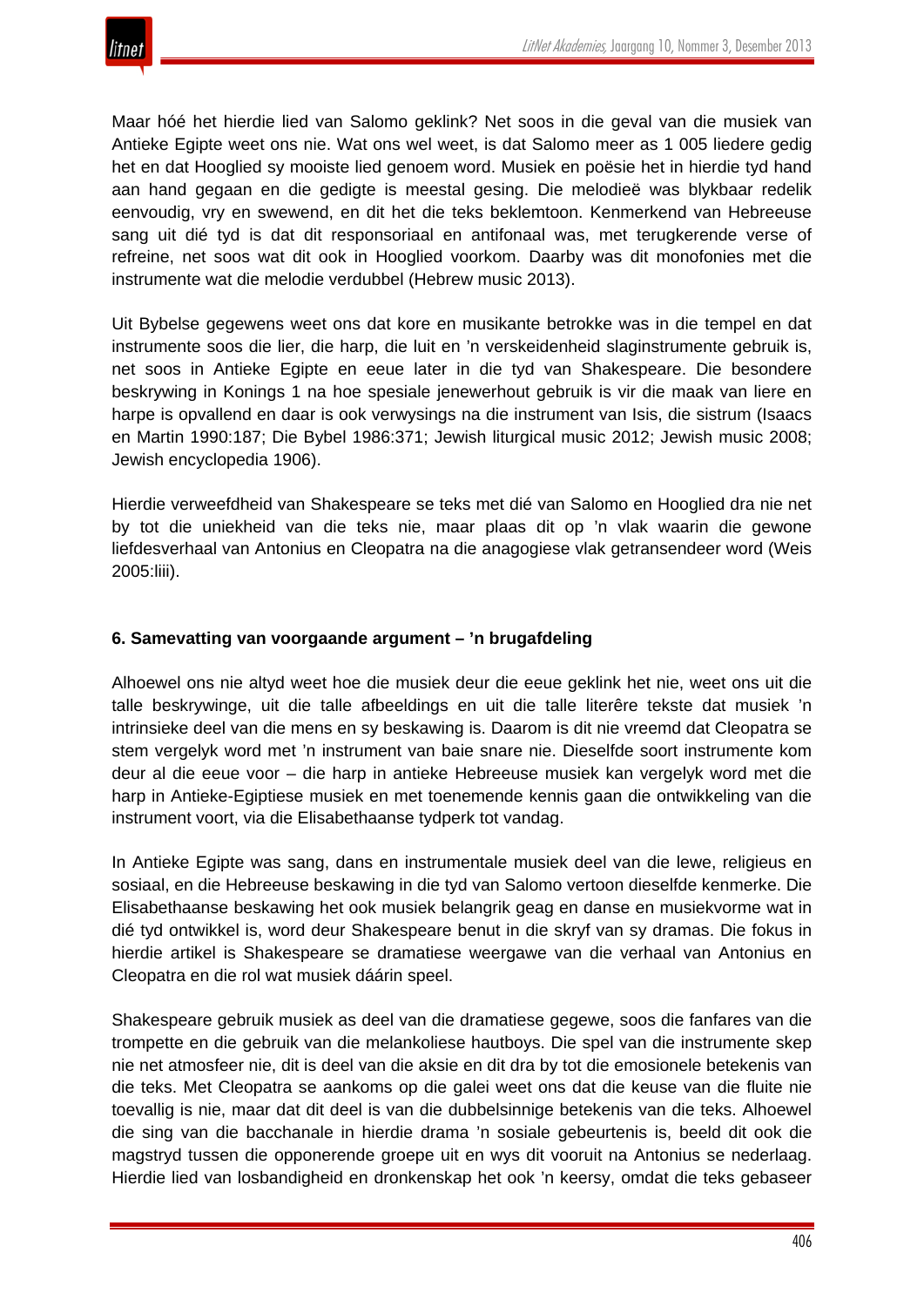Maar hóé het hierdie lied van Salomo geklink? Net soos in die geval van die musiek van Antieke Egipte weet ons nie. Wat ons wel weet, is dat Salomo meer as 1 005 liedere gedig het en dat Hooglied sy mooiste lied genoem word. Musiek en poësie het in hierdie tyd hand aan hand gegaan en die gedigte is meestal gesing. Die melodieë was blykbaar redelik eenvoudig, vry en swewend, en dit het die teks beklemtoon. Kenmerkend van Hebreeuse sang uit dié tyd is dat dit responsoriaal en antifonaal was, met terugkerende verse of refreine, net soos wat dit ook in Hooglied voorkom. Daarby was dit monofonies met die instrumente wat die melodie verdubbel (Hebrew music 2013).

Uit Bybelse gegewens weet ons dat kore en musikante betrokke was in die tempel en dat instrumente soos die lier, die harp, die luit en 'n verskeidenheid slaginstrumente gebruik is, net soos in Antieke Egipte en eeue later in die tyd van Shakespeare. Die besondere beskrywing in Konings 1 na hoe spesiale jenewerhout gebruik is vir die maak van liere en harpe is opvallend en daar is ook verwysings na die instrument van Isis, die sistrum (Isaacs en Martin 1990:187; Die Bybel 1986:371; Jewish liturgical music 2012; Jewish music 2008; Jewish encyclopedia 1906).

Hierdie verweefdheid van Shakespeare se teks met dié van Salomo en Hooglied dra nie net by tot die uniekheid van die teks nie, maar plaas dit op 'n vlak waarin die gewone liefdesverhaal van Antonius en Cleopatra na die anagogiese vlak getransendeer word (Weis 2005:liii).

### 6. Samevatting van voorgaande argument – 'n brugafdeling

Alhoewel ons nie altyd weet hoe die musiek deur die eeue geklink het nie, weet ons uit die talle beskrywinge, uit die talle afbeeldings en uit die talle literêre tekste dat musiek 'n intrinsieke deel van die mens en sy beskawing is. Daarom is dit nie vreemd dat Cleopatra se stem vergelyk word met 'n instrument van baie snare nie. Dieselfde soort instrumente kom deur al die eeue voor – die harp in antieke Hebreeuse musiek kan vergelyk word met die harp in Antieke-Egiptiese musiek en met toenemende kennis gaan die ontwikkeling van die instrument voort, via die Elisabethaanse tydperk tot vandag.

In Antieke Egipte was sang, dans en instrumentale musiek deel van die lewe, religieus en sosiaal, en die Hebreeuse beskawing in die tyd van Salomo vertoon dieselfde kenmerke. Die Elisabethaanse beskawing het ook musiek belangrik geag en danse en musiekvorme wat in dié tyd ontwikkel is, word deur Shakespeare benut in die skryf van sy dramas. Die fokus in hierdie artikel is Shakespeare se dramatiese weergawe van die verhaal van Antonius en Cleopatra en die rol wat musiek dáárin speel.

Shakespeare gebruik musiek as deel van die dramatiese gegewe, soos die fanfares van die trompette en die gebruik van die melankoliese hautboys. Die spel van die instrumente skep nie net atmosfeer nie, dit is deel van die aksie en dit dra by tot die emosionele betekenis van die teks. Met Cleopatra se aankoms op die galei weet ons dat die keuse van die fluite nie toevallig is nie, maar dat dit deel is van die dubbelsinnige betekenis van die teks. Alhoewel die sing van die bacchanale in hierdie drama 'n sosiale gebeurtenis is, beeld dit ook die magstryd tussen die opponerende groepe uit en wys dit vooruit na Antonius se nederlaag. Hierdie lied van losbandigheid en dronkenskap het ook 'n keersy, omdat die teks gebaseer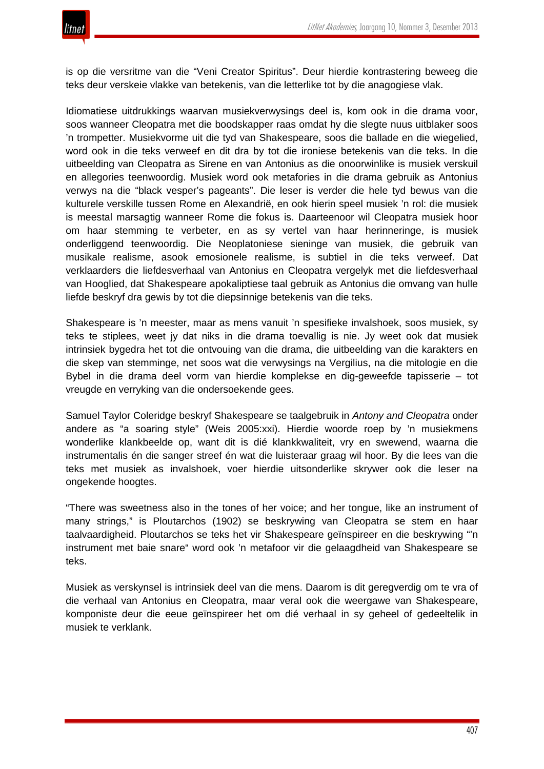is op die versritme van die "Veni Creator Spiritus". Deur hierdie kontrastering beweeg die teks deur verskeie vlakke van betekenis, van die letterlike tot by die anagogiese vlak.

Idiomatiese uitdrukkings waarvan musiekverwysings deel is, kom ook in die drama voor, soos wanneer Cleopatra met die boodskapper raas omdat hy die slegte nuus uitblaker soos 'n trompetter. Musiekvorme uit die tyd van Shakespeare, soos die ballade en die wiegelied, word ook in die teks verweef en dit dra by tot die ironiese betekenis van die teks. In die uitbeelding van Cleopatra as Sirene en van Antonius as die onoorwinlike is musiek verskuil en allegories teenwoordig. Musiek word ook metafories in die drama gebruik as Antonius verwys na die "black vesper's pageants". Die leser is verder die hele tyd bewus van die kulturele verskille tussen Rome en Alexandrië, en ook hierin speel musiek 'n rol: die musiek is meestal marsagtig wanneer Rome die fokus is. Daarteenoor wil Cleopatra musiek hoor om haar stemming te verbeter, en as sy vertel van haar herinneringe, is musiek onderliggend teenwoordig. Die Neoplatoniese sieninge van musiek, die gebruik van musikale realisme, asook emosionele realisme, is subtiel in die teks verweef. Dat verklaarders die liefdesverhaal van Antonius en Cleopatra vergelyk met die liefdesverhaal van Hooglied, dat Shakespeare apokaliptiese taal gebruik as Antonius die omvang van hulle liefde beskryf dra gewis by tot die diepsinnige betekenis van die teks.

Shakespeare is 'n meester, maar as mens vanuit 'n spesifieke invalshoek, soos musiek, sy teks te stiplees, weet jy dat niks in die drama toevallig is nie. Jy weet ook dat musiek intrinsiek bygedra het tot die ontvouing van die drama, die uitbeelding van die karakters en die skep van stemminge, net soos wat die verwysings na Vergilius, na die mitologie en die Bybel in die drama deel vorm van hierdie komplekse en dig-geweefde tapisserie – tot vreugde en verryking van die ondersoekende gees.

Samuel Taylor Coleridge beskryf Shakespeare se taalgebruik in *Antony and Cleopatra* onder andere as "a soaring style" (Weis 2005:xxi). Hierdie woorde roep by 'n musiekmens wonderlike klankbeelde op, want dit is dié klankkwaliteit, vry en swewend, waarna die instrumentalis én die sanger streef én wat die luisteraar graag wil hoor. By die lees van die teks met musiek as invalshoek, voer hierdie uitsonderlike skrywer ook die leser na ongekende hoogtes.

"There was sweetness also in the tones of her voice; and her tongue, like an instrument of many strings," is Ploutarchos (1902) se beskrywing van Cleopatra se stem en haar taalvaardigheid. Ploutarchos se teks het vir Shakespeare geïnspireer en die beskrywing "'n instrument met baie snare" word ook 'n metafoor vir die gelaagdheid van Shakespeare se teks.

Musiek as verskynsel is intrinsiek deel van die mens. Daarom is dit geregverdig om te vra of die verhaal van Antonius en Cleopatra, maar veral ook die weergawe van Shakespeare, komponiste deur die eeue geïnspireer het om dié verhaal in sy geheel of gedeeltelik in musiek te verklank.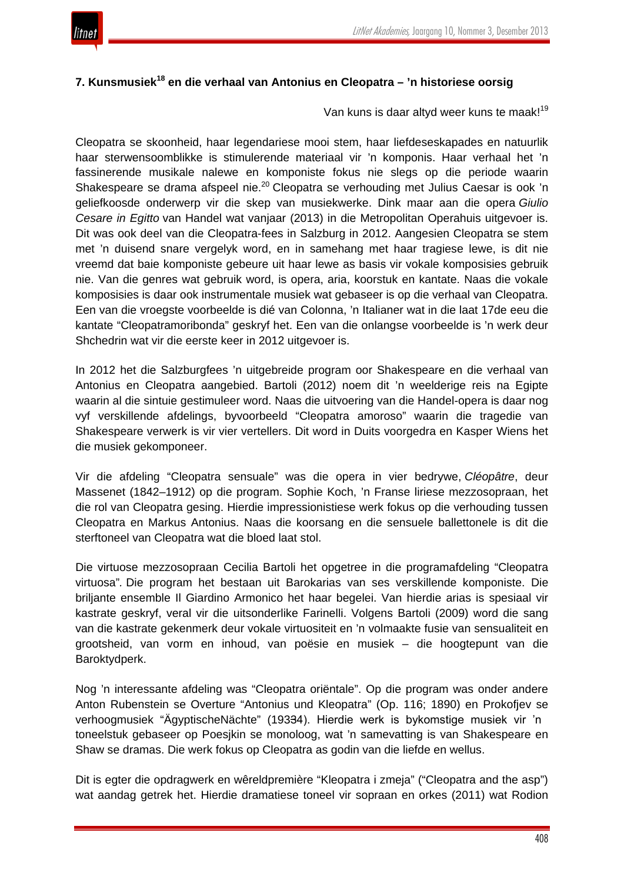### 7. Kunsmusiek[18] en die verhaal van Antonius en Cleopatra – ’n historiese oorsig

Van kuns is daar altyd weer kuns te maak![19]

Cleopatra se skoonheid, haar legendariese mooi stem, haar liefdeseskapades en natuurlik haar sterwensoomblikke is stimulerende materiaal vir ’n komponis. Haar verhaal het ’n fassinerende musikale nalewe en komponiste fokus nie slegs op die periode waarin Shakespeare se drama afspeel nie.[20] Cleopatra se verhouding met Julius Caesar is ook ’n geliefkoosde onderwerp vir die skep van musiekwerke. Dink maar aan die opera *Giulio Cesare in Egitto* van Handel wat vanjaar (2013) in die Metropolitan Operahuis uitgevoer is. Dit was ook deel van die Cleopatra-fees in Salzburg in 2012. Aangesien Cleopatra se stem met ’n duisend snare vergelyk word, en in samehang met haar tragiese lewe, is dit nie vreemd dat baie komponiste gebeure uit haar lewe as basis vir vokale komposisies gebruik nie. Van die genres wat gebruik word, is opera, aria, koorstuk en kantate. Naas die vokale komposisies is daar ook instrumentale musiek wat gebaseer is op die verhaal van Cleopatra. Een van die vroegste voorbeelde is dié van Colonna, ’n Italianer wat in die laat 17de eeu die kantate “Cleopatramoribonda” geskryf het. Een van die onlangse voorbeelde is ’n werk deur Shchedrin wat vir die eerste keer in 2012 uitgevoer is.

In 2012 het die Salzburgfees ’n uitgebreide program oor Shakespeare en die verhaal van Antonius en Cleopatra aangebied. Bartoli (2012) noem dit ’n weelderige reis na Egipte waarin al die sintuie gestimuleer word. Naas die uitvoering van die Handel-opera is daar nog vyf verskillende afdelings, byvoorbeeld “Cleopatra amoroso” waarin die tragedie van Shakespeare verwerk is vir vier vertellers. Dit word in Duits voorgedra en Kasper Wiens het die musiek gekomponeer.

Vir die afdeling “Cleopatra sensuale” was die opera in vier bedrywe, *Cléopâtre*, deur Massenet (1842–1912) op die program. Sophie Koch, ’n Franse liriese mezzosopraan, het die rol van Cleopatra gesing. Hierdie impressionistiese werk fokus op die verhouding tussen Cleopatra en Markus Antonius. Naas die koorsang en die sensuele ballettonele is dit die sterftoneel van Cleopatra wat die bloed laat stol.

Die virtuose mezzosopraan Cecilia Bartoli het opgetree in die programafdeling “Cleopatra virtuosa”. Die program het bestaan uit Barokarias van ses verskillende komponiste. Die briljante ensemble Il Giardino Armonico het haar begelei. Van hierdie arias is spesiaal vir kastrate geskryf, veral vir die uitsonderlike Farinelli. Volgens Bartoli (2009) word die sang van die kastrate gekenmerk deur vokale virtuositeit en ’n volmaakte fusie van sensualiteit en grootsheid, van vorm en inhoud, van poësie en musiek – die hoogtepunt van die Baroktydperk.

Nog ’n interessante afdeling was “Cleopatra oriëntale”. Op die program was onder andere Anton Rubenstein se Overture “Antonius und Kleopatra” (Op. 116; 1890) en Prokofjev se verhoogmusiek “ÄgyptischeNächte” (19334). Hierdie werk is bykomstige musiek vir ’n toneelstuk gebaseer op Poesjkin se monoloog, wat ’n samevatting is van Shakespeare en Shaw se dramas. Die werk fokus op Cleopatra as godin van die liefde en wellus.

Dit is egter die opdragwerk en wêreldpremière “Kleopatra i zmeja” (“Cleopatra and the asp”) wat aandag getrek het. Hierdie dramatiese toneel vir sopraan en orkes (2011) wat Rodion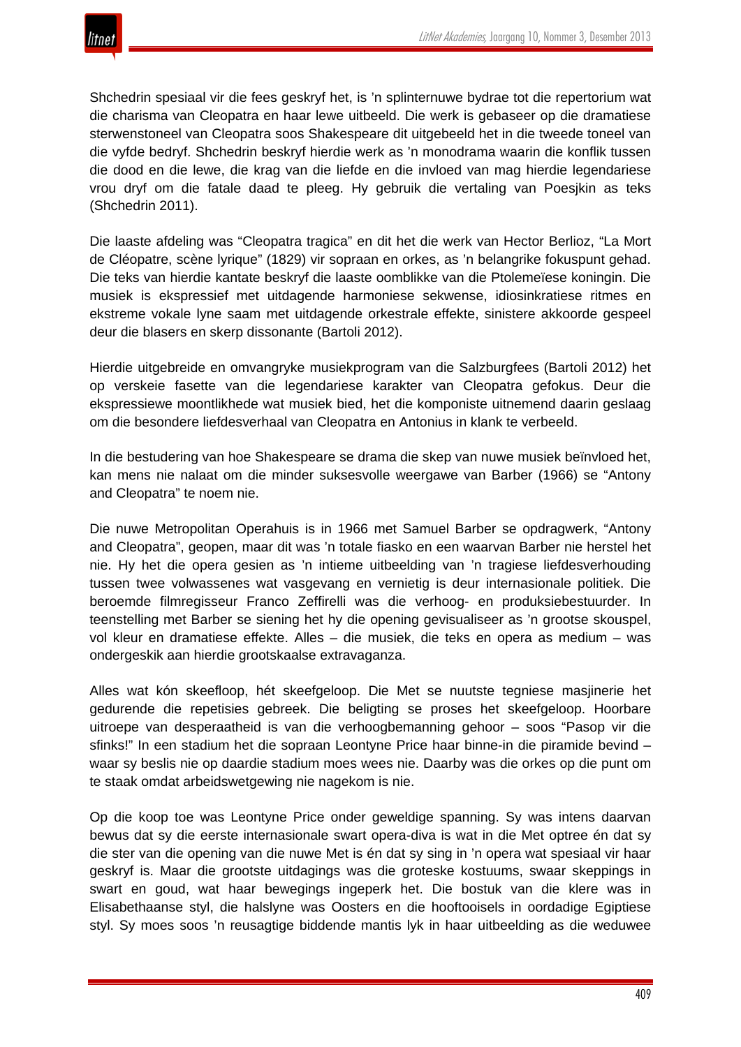Shchedrin spesiaal vir die fees geskryf het, is ’n splinternuwe bydrae tot die repertorium wat die charisma van Cleopatra en haar lewe uitbeeld. Die werk is gebaseer op die dramatiese sterwenstoneel van Cleopatra soos Shakespeare dit uitgebeeld het in die tweede toneel van die vyfde bedryf. Shchedrin beskryf hierdie werk as ’n monodrama waarin die konflik tussen die dood en die lewe, die krag van die liefde en die invloed van mag hierdie legendariese vrou dryf om die fatale daad te pleeg. Hy gebruik die vertaling van Poesjkin as teks (Shchedrin 2011).

Die laaste afdeling was “Cleopatra tragica” en dit het die werk van Hector Berlioz, “La Mort de Cléopatre, scène lyrique” (1829) vir sopraan en orkes, as ’n belangrike fokuspunt gehad. Die teks van hierdie kantate beskryf die laaste oomblikke van die Ptolemeïese koningin. Die musiek is ekspressief met uitdagende harmoniese sekwense, idiosinkratiese ritmes en ekstreme vokale lyne saam met uitdagende orkestrale effekte, sinistere akkoorde gespeel deur die blasers en skerp dissonante (Bartoli 2012).

Hierdie uitgebreide en omvangryke musiekprogram van die Salzburgfees (Bartoli 2012) het op verskeie fasette van die legendariese karakter van Cleopatra gefokus. Deur die ekspressiewe moontlikhede wat musiek bied, het die komponiste uitnemend daarin geslaag om die besondere liefdesverhaal van Cleopatra en Antonius in klank te verbeeld.

In die bestudering van hoe Shakespeare se drama die skep van nuwe musiek beïnvloed het, kan mens nie nalaat om die minder suksesvolle weergawe van Barber (1966) se “Antony and Cleopatra” te noem nie.

Die nuwe Metropolitan Operahuis is in 1966 met Samuel Barber se opdragwerk, “Antony and Cleopatra”, geopen, maar dit was ’n totale fiasko en een waarvan Barber nie herstel het nie. Hy het die opera gesien as ’n intieme uitbeelding van ’n tragiese liefdesverhouding tussen twee volwassenes wat vasgevang en vernietig is deur internasionale politiek. Die beroemde filmregisseur Franco Zeffirelli was die verhoog- en produksiebestuurder. In teenstelling met Barber se siening het hy die opening gevisualiseer as ’n grootse skouspel, vol kleur en dramatiese effekte. Alles – die musiek, die teks en opera as medium – was ondergeskik aan hierdie grootskaalse extravaganza.

Alles wat kón skeefloop, hét skeefgeloop. Die Met se nuutste tegniese masjinerie het gedurende die repetisies gebreek. Die beligting se proses het skeefgeloop. Hoorbare uitroepe van desperaatheid is van die verhoogbemanning gehoor – soos “Pasop vir die sfinks!” In een stadium het die sopraan Leontyne Price haar binne-in die piramide bevind – waar sy beslis nie op daardie stadium moes wees nie. Daarby was die orkes op die punt om te staak omdat arbeidswetgewing nie nagekom is nie.

Op die koop toe was Leontyne Price onder geweldige spanning. Sy was intens daarvan bewus dat sy die eerste internasionale swart opera-diva is wat in die Met optree én dat sy die ster van die opening van die nuwe Met is én dat sy sing in ’n opera wat spesiaal vir haar geskryf is. Maar die grootste uitdagings was die groteske kostuums, swaar skeppings in swart en goud, wat haar bewegings ingeperk het. Die bostuk van die klere was in Elisabethaanse styl, die halslyne was Oosters en die hooftooisels in oordadige Egiptiese styl. Sy moes soos ’n reusagtige biddende mantis lyk in haar uitbeelding as die weduwee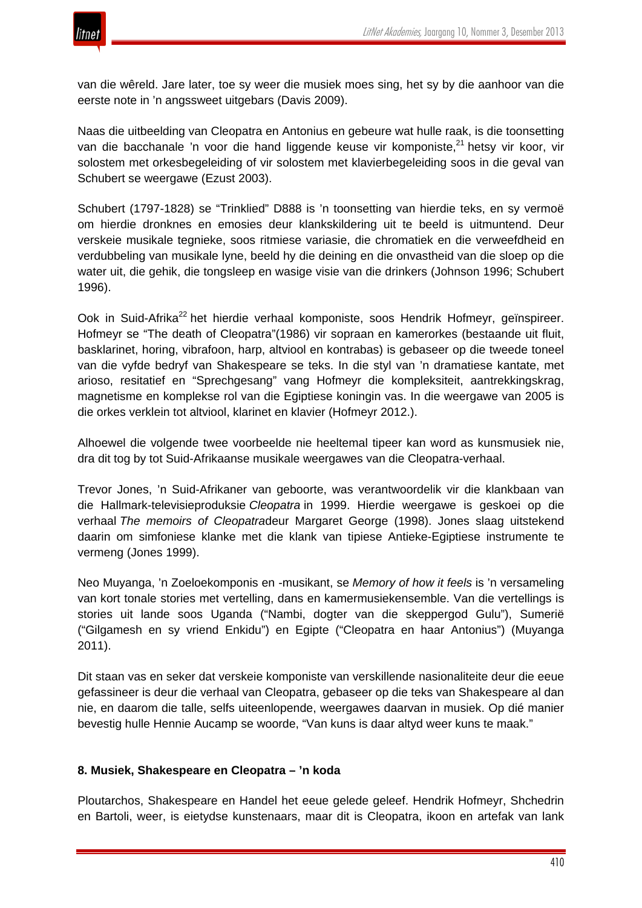van die wêreld. Jare later, toe sy weer die musiek moes sing, het sy by die aanhoor van die eerste note in 'n angssweet uitgebars (Davis 2009).

Naas die uitbeelding van Cleopatra en Antonius en gebeure wat hulle raak, is die toonsetting van die bacchanale 'n voor die hand liggende keuse vir komponiste,[21] hetsy vir koor, vir solostem met orkesbegeleiding of vir solostem met klavierbegeleiding soos in die geval van Schubert se weergawe (Ezust 2003).

Schubert (1797-1828) se "Trinklied" D888 is 'n toonsetting van hierdie teks, en sy vermoë om hierdie dronknes en emosies deur klankskildering uit te beeld is uitmuntend. Deur verskeie musikale tegnieke, soos ritmiese variasie, die chromatiek en die verweefdheid en verdubbeling van musikale lyne, beeld hy die deining en die onvastheid van die sloep op die water uit, die gehik, die tongsleep en wasige visie van die drinkers (Johnson 1996; Schubert 1996).

Ook in Suid-Afrika[22] het hierdie verhaal komponiste, soos Hendrik Hofmeyr, geïnspireer. Hofmeyr se "The death of Cleopatra"(1986) vir sopraan en kamerorkes (bestaande uit fluit, basklarinet, horing, vibrafoon, harp, altviool en kontrabas) is gebaseer op die tweede toneel van die vyfde bedryf van Shakespeare se teks. In die styl van 'n dramatiese kantate, met arioso, resitatief en "Sprechgesang" vang Hofmeyr die kompleksiteit, aantrekkingskrag, magnetisme en komplekse rol van die Egiptiese koningin vas. In die weergawe van 2005 is die orkes verklein tot altviool, klarinet en klavier (Hofmeyr 2012.).

Alhoewel die volgende twee voorbeelde nie heeltemal tipeer kan word as kunsmusiek nie, dra dit tog by tot Suid-Afrikaanse musikale weergawes van die Cleopatra-verhaal.

Trevor Jones, 'n Suid-Afrikaner van geboorte, was verantwoordelik vir die klankbaan van die Hallmark-televisieproduksie *Cleopatra* in 1999. Hierdie weergawe is geskoei op die verhaal *The memoirs of Cleopatra*deur Margaret George (1998). Jones slaag uitstekend daarin om simfoniese klanke met die klank van tipiese Antieke-Egiptiese instrumente te vermeng (Jones 1999).

Neo Muyanga, 'n Zoeloekomponis en -musikant, se *Memory of how it feels* is 'n versameling van kort tonale stories met vertelling, dans en kamermusiekensemble. Van die vertellings is stories uit lande soos Uganda ("Nambi, dogter van die skeppergod Gulu"), Sumerië ("Gilgamesh en sy vriend Enkidu") en Egipte ("Cleopatra en haar Antonius") (Muyanga 2011).

Dit staan vas en seker dat verskeie komponiste van verskillende nasionaliteite deur die eeue gefassineer is deur die verhaal van Cleopatra, gebaseer op die teks van Shakespeare al dan nie, en daarom die talle, selfs uiteenlopende, weergawes daarvan in musiek. Op dié manier bevestig hulle Hennie Aucamp se woorde, "Van kuns is daar altyd weer kuns te maak."

### 8. Musiek, Shakespeare en Cleopatra – 'n koda

Ploutarchos, Shakespeare en Handel het eeue gelede geleef. Hendrik Hofmeyr, Shchedrin en Bartoli, weer, is eietydse kunstenaars, maar dit is Cleopatra, ikoon en artefak van lank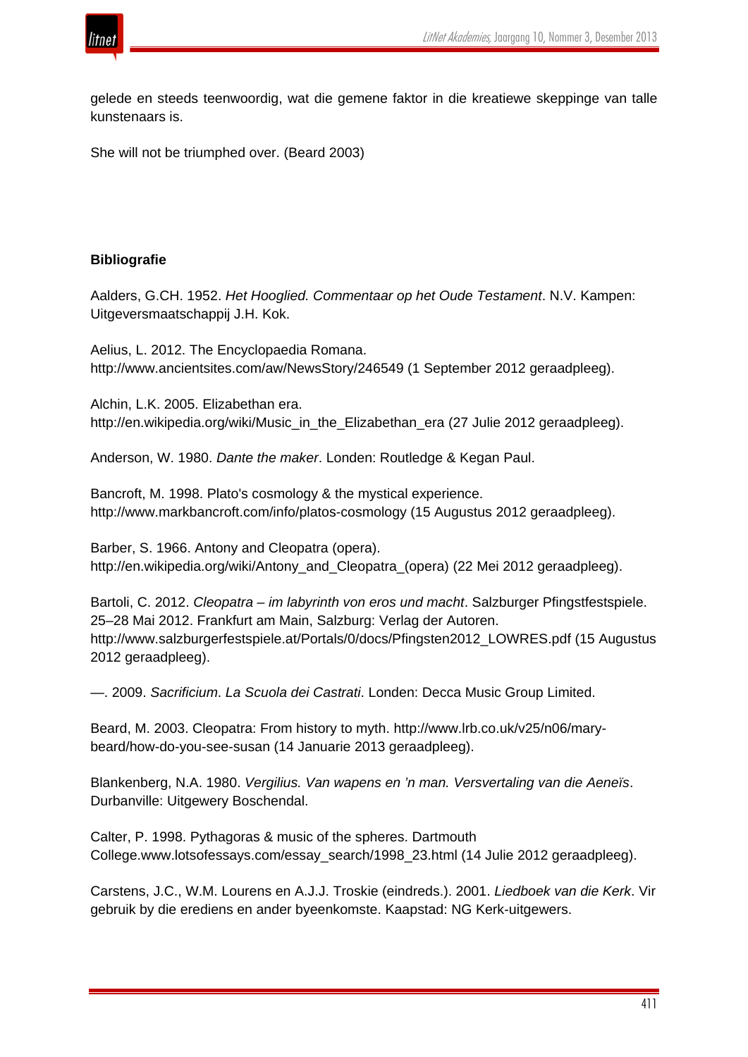gelede en steeds teenwoordig, wat die gemene faktor in die kreatiewe skeppinge van talle kunstenaars is.

She will not be triumphed over. (Beard 2003)

**Bibliografie**

Aalders, G.CH. 1952. *Het Hooglied. Commentaar op het Oude Testament*. N.V. Kampen: Uitgeversmaatschappij J.H. Kok.

Aelius, L. 2012. The Encyclopaedia Romana. http://www.ancientsites.com/aw/NewsStory/246549 (1 September 2012 geraadpleeg).

Alchin, L.K. 2005. Elizabethan era. http://en.wikipedia.org/wiki/Music_in_the_Elizabethan_era (27 Julie 2012 geraadpleeg).

Anderson, W. 1980. *Dante the maker*. Londen: Routledge & Kegan Paul.

Bancroft, M. 1998. Plato's cosmology & the mystical experience. http://www.markbancroft.com/info/platos-cosmology (15 Augustus 2012 geraadpleeg).

Barber, S. 1966. Antony and Cleopatra (opera). http://en.wikipedia.org/wiki/Antony_and_Cleopatra_(opera) (22 Mei 2012 geraadpleeg).

Bartoli, C. 2012. *Cleopatra – im labyrinth von eros und macht*. Salzburger Pfingstfestspiele. 25–28 Mai 2012. Frankfurt am Main, Salzburg: Verlag der Autoren. http://www.salzburgerfestspiele.at/Portals/0/docs/Pfingsten2012_LOWRES.pdf (15 Augustus 2012 geraadpleeg).

—. 2009. *Sacrificium*. *La Scuola dei Castrati*. Londen: Decca Music Group Limited.

Beard, M. 2003. Cleopatra: From history to myth. http://www.lrb.co.uk/v25/n06/mary-beard/how-do-you-see-susan (14 Januarie 2013 geraadpleeg).

Blankenberg, N.A. 1980. *Vergilius. Van wapens en 'n man. Versvertaling van die Aeneïs*. Durbanville: Uitgewery Boschendal.

Calter, P. 1998. Pythagoras & music of the spheres. Dartmouth College.www.lotsofessays.com/essay_search/1998_23.html (14 Julie 2012 geraadpleeg).

Carstens, J.C., W.M. Lourens en A.J.J. Troskie (eindreds.). 2001. *Liedboek van die Kerk*. Vir gebruik by die erediens en ander byeenkomste. Kaapstad: NG Kerk-uitgewers.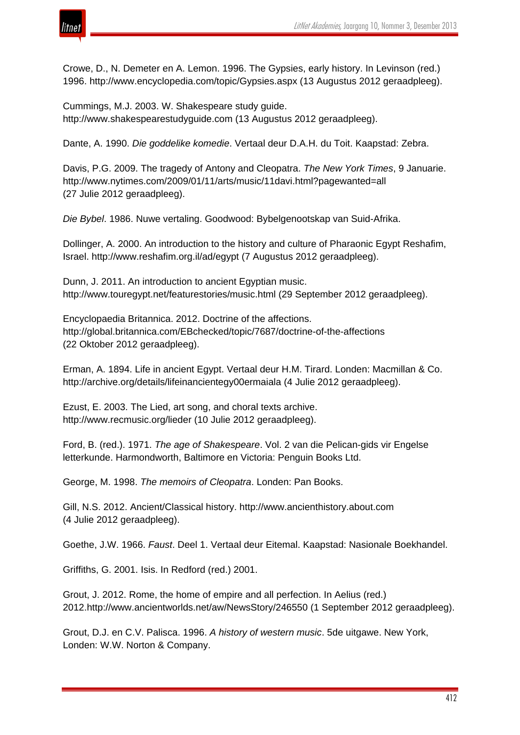Crowe, D., N. Demeter en A. Lemon. 1996. The Gypsies, early history. In Levinson (red.) 1996. http://www.encyclopedia.com/topic/Gypsies.aspx (13 Augustus 2012 geraadpleeg).

Cummings, M.J. 2003. W. Shakespeare study guide. http://www.shakespearestudyguide.com (13 Augustus 2012 geraadpleeg).

Dante, A. 1990. *Die goddelike komedie*. Vertaal deur D.A.H. du Toit. Kaapstad: Zebra.

Davis, P.G. 2009. The tragedy of Antony and Cleopatra. *The New York Times*, 9 Januarie. http://www.nytimes.com/2009/01/11/arts/music/11davi.html?pagewanted=all (27 Julie 2012 geraadpleeg).

*Die Bybel*. 1986. Nuwe vertaling. Goodwood: Bybelgenootskap van Suid-Afrika.

Dollinger, A. 2000. An introduction to the history and culture of Pharaonic Egypt Reshafim, Israel. http://www.reshafim.org.il/ad/egypt (7 Augustus 2012 geraadpleeg).

Dunn, J. 2011. An introduction to ancient Egyptian music. http://www.touregypt.net/featurestories/music.html (29 September 2012 geraadpleeg).

Encyclopaedia Britannica. 2012. Doctrine of the affections. http://global.britannica.com/EBchecked/topic/7687/doctrine-of-the-affections (22 Oktober 2012 geraadpleeg).

Erman, A. 1894. Life in ancient Egypt. Vertaal deur H.M. Tirard. Londen: Macmillan & Co. http://archive.org/details/lifeinancientegy00ermaiala (4 Julie 2012 geraadpleeg).

Ezust, E. 2003. The Lied, art song, and choral texts archive. http://www.recmusic.org/lieder (10 Julie 2012 geraadpleeg).

Ford, B. (red.). 1971. *The age of Shakespeare*. Vol. 2 van die Pelican-gids vir Engelse letterkunde. Harmondworth, Baltimore en Victoria: Penguin Books Ltd.

George, M. 1998. *The memoirs of Cleopatra*. Londen: Pan Books.

Gill, N.S. 2012. Ancient/Classical history. http://www.ancienthistory.about.com (4 Julie 2012 geraadpleeg).

Goethe, J.W. 1966. *Faust*. Deel 1. Vertaal deur Eitemal. Kaapstad: Nasionale Boekhandel.

Griffiths, G. 2001. Isis. In Redford (red.) 2001.

Grout, J. 2012. Rome, the home of empire and all perfection. In Aelius (red.) 2012.http://www.ancientworlds.net/aw/NewsStory/246550 (1 September 2012 geraadpleeg).

Grout, D.J. en C.V. Palisca. 1996. *A history of western music*. 5de uitgawe. New York, Londen: W.W. Norton & Company.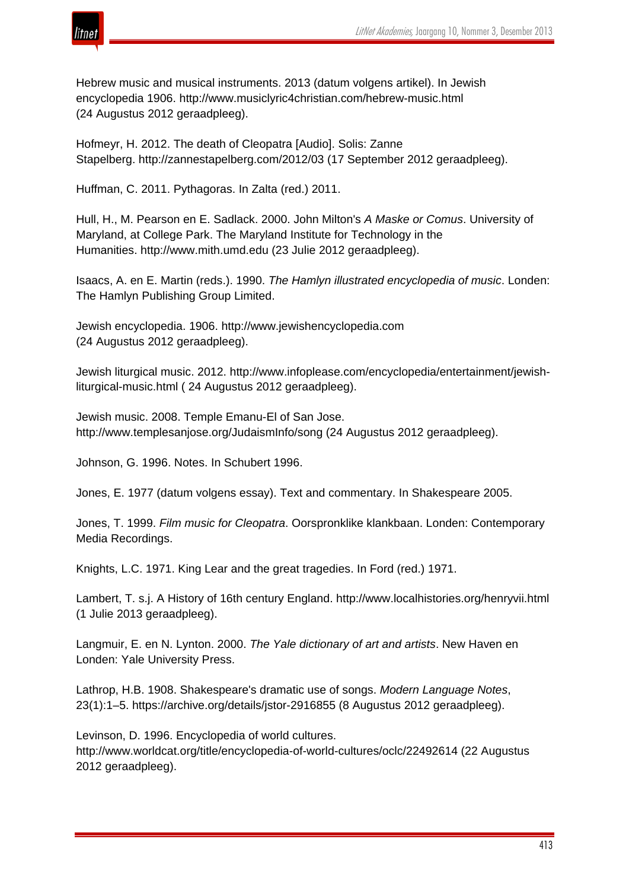Hebrew music and musical instruments. 2013 (datum volgens artikel). In Jewish encyclopedia 1906. http://www.musiclyric4christian.com/hebrew-music.html (24 Augustus 2012 geraadpleeg).

Hofmeyr, H. 2012. The death of Cleopatra [Audio]. Solis: Zanne Stapelberg. http://zannestapelberg.com/2012/03 (17 September 2012 geraadpleeg).

Huffman, C. 2011. Pythagoras. In Zalta (red.) 2011.

Hull, H., M. Pearson en E. Sadlack. 2000. John Milton's *A Maske or Comus*. University of Maryland, at College Park. The Maryland Institute for Technology in the Humanities. http://www.mith.umd.edu (23 Julie 2012 geraadpleeg).

Isaacs, A. en E. Martin (reds.). 1990. *The Hamlyn illustrated encyclopedia of music*. Londen: The Hamlyn Publishing Group Limited.

Jewish encyclopedia. 1906. http://www.jewishencyclopedia.com (24 Augustus 2012 geraadpleeg).

Jewish liturgical music. 2012. http://www.infoplease.com/encyclopedia/entertainment/jewish-liturgical-music.html ( 24 Augustus 2012 geraadpleeg).

Jewish music. 2008. Temple Emanu-El of San Jose. http://www.templesanjose.org/JudaismInfo/song (24 Augustus 2012 geraadpleeg).

Johnson, G. 1996. Notes. In Schubert 1996.

Jones, E. 1977 (datum volgens essay). Text and commentary. In Shakespeare 2005.

Jones, T. 1999. *Film music for Cleopatra*. Oorspronklike klankbaan. Londen: Contemporary Media Recordings.

Knights, L.C. 1971. King Lear and the great tragedies. In Ford (red.) 1971.

Lambert, T. s.j. A History of 16th century England. http://www.localhistories.org/henryvii.html (1 Julie 2013 geraadpleeg).

Langmuir, E. en N. Lynton. 2000. *The Yale dictionary of art and artists*. New Haven en Londen: Yale University Press.

Lathrop, H.B. 1908. Shakespeare's dramatic use of songs. *Modern Language Notes*, 23(1):1–5. https://archive.org/details/jstor-2916855 (8 Augustus 2012 geraadpleeg).

Levinson, D. 1996. Encyclopedia of world cultures. http://www.worldcat.org/title/encyclopedia-of-world-cultures/oclc/22492614 (22 Augustus 2012 geraadpleeg).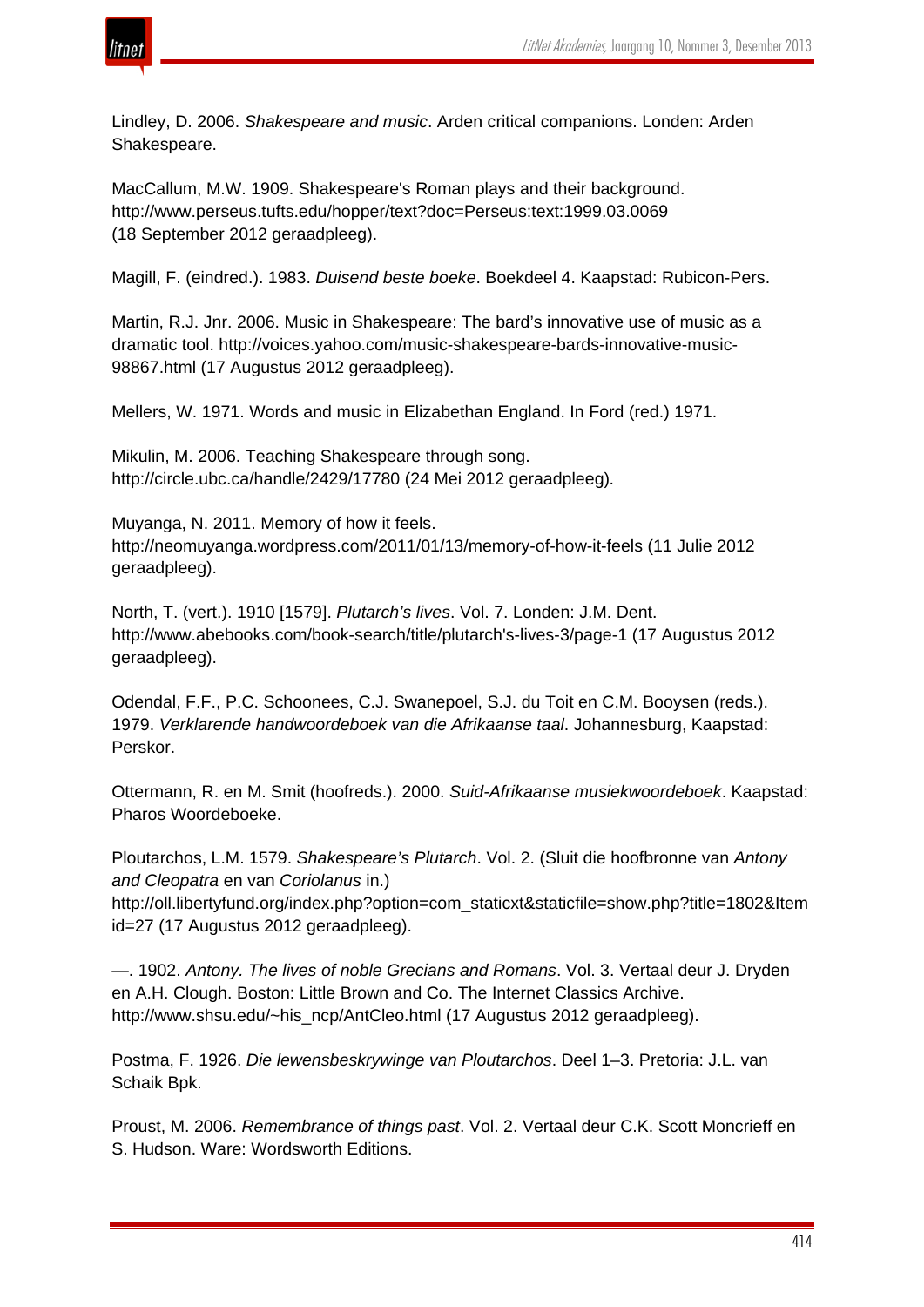Lindley, D. 2006. *Shakespeare and music*. Arden critical companions. Londen: Arden Shakespeare.

MacCallum, M.W. 1909. Shakespeare's Roman plays and their background. http://www.perseus.tufts.edu/hopper/text?doc=Perseus:text:1999.03.0069 (18 September 2012 geraadpleeg).

Magill, F. (eindred.). 1983. *Duisend beste boeke*. Boekdeel 4. Kaapstad: Rubicon-Pers.

Martin, R.J. Jnr. 2006. Music in Shakespeare: The bard's innovative use of music as a dramatic tool. http://voices.yahoo.com/music-shakespeare-bards-innovative-music-98867.html (17 Augustus 2012 geraadpleeg).

Mellers, W. 1971. Words and music in Elizabethan England. In Ford (red.) 1971.

Mikulin, M. 2006. Teaching Shakespeare through song. http://circle.ubc.ca/handle/2429/17780 (24 Mei 2012 geraadpleeg).

Muyanga, N. 2011. Memory of how it feels. http://neomuyanga.wordpress.com/2011/01/13/memory-of-how-it-feels (11 Julie 2012 geraadpleeg).

North, T. (vert.). 1910 [1579]. *Plutarch's lives*. Vol. 7. Londen: J.M. Dent. http://www.abebooks.com/book-search/title/plutarch's-lives-3/page-1 (17 Augustus 2012 geraadpleeg).

Odendal, F.F., P.C. Schoonees, C.J. Swanepoel, S.J. du Toit en C.M. Booysen (reds.). 1979. *Verklarende handwoordeboek van die Afrikaanse taal*. Johannesburg, Kaapstad: Perskor.

Ottermann, R. en M. Smit (hoofreds.). 2000. *Suid-Afrikaanse musiekwoordeboek*. Kaapstad: Pharos Woordeboeke.

Ploutarchos, L.M. 1579. *Shakespeare's Plutarch*. Vol. 2. (Sluit die hoofbronne van *Antony and Cleopatra* en van *Coriolanus* in.) http://oll.libertyfund.org/index.php?option=com_staticxt&staticfile=show.php?title=1802&Itemid=27 (17 Augustus 2012 geraadpleeg).

—. 1902. *Antony. The lives of noble Grecians and Romans*. Vol. 3. Vertaal deur J. Dryden en A.H. Clough. Boston: Little Brown and Co. The Internet Classics Archive. http://www.shsu.edu/~his_ncp/AntCleo.html (17 Augustus 2012 geraadpleeg).

Postma, F. 1926. *Die lewensbeskrywinge van Ploutarchos*. Deel 1–3. Pretoria: J.L. van Schaik Bpk.

Proust, M. 2006. *Remembrance of things past*. Vol. 2. Vertaal deur C.K. Scott Moncrieff en S. Hudson. Ware: Wordsworth Editions.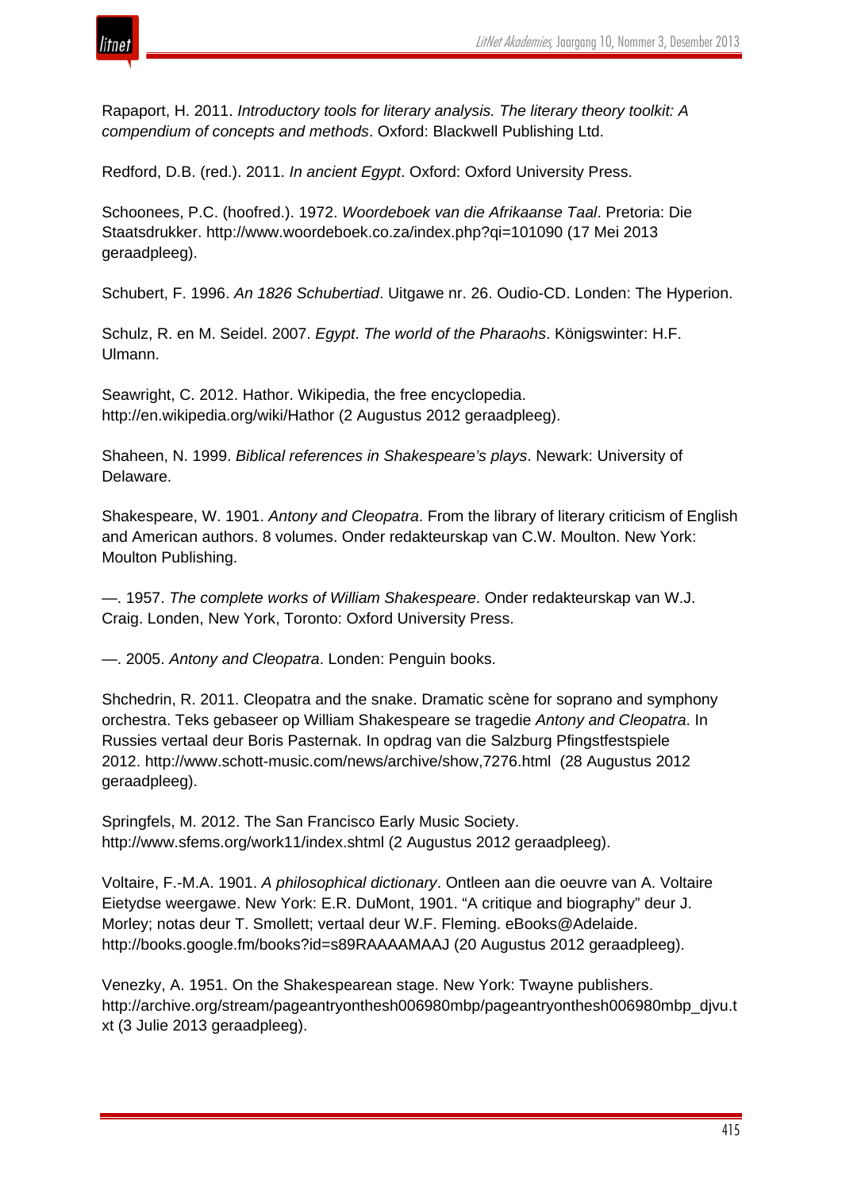Rapaport, H. 2011. *Introductory tools for literary analysis. The literary theory toolkit: A compendium of concepts and methods*. Oxford: Blackwell Publishing Ltd.

Redford, D.B. (red.). 2011. *In ancient Egypt*. Oxford: Oxford University Press.

Schoonees, P.C. (hoofred.). 1972. *Woordeboek van die Afrikaanse Taal*. Pretoria: Die Staatsdrukker. http://www.woordeboek.co.za/index.php?qi=101090 (17 Mei 2013 geraadpleeg).

Schubert, F. 1996. *An 1826 Schubertiad*. Uitgawe nr. 26. Oudio-CD. Londen: The Hyperion.

Schulz, R. en M. Seidel. 2007. *Egypt*. *The world of the Pharaohs*. Königswinter: H.F. Ulmann.

Seawright, C. 2012. Hathor. Wikipedia, the free encyclopedia. http://en.wikipedia.org/wiki/Hathor (2 Augustus 2012 geraadpleeg).

Shaheen, N. 1999. *Biblical references in Shakespeare's plays*. Newark: University of Delaware.

Shakespeare, W. 1901. *Antony and Cleopatra*. From the library of literary criticism of English and American authors. 8 volumes. Onder redakteurskap van C.W. Moulton. New York: Moulton Publishing.

—. 1957. *The complete works of William Shakespeare*. Onder redakteurskap van W.J. Craig. Londen, New York, Toronto: Oxford University Press.

—. 2005. *Antony and Cleopatra*. Londen: Penguin books.

Shchedrin, R. 2011. Cleopatra and the snake. Dramatic scène for soprano and symphony orchestra. Teks gebaseer op William Shakespeare se tragedie *Antony and Cleopatra*. In Russies vertaal deur Boris Pasternak. In opdrag van die Salzburg Pfingstfestspiele 2012. http://www.schott-music.com/news/archive/show,7276.html (28 Augustus 2012 geraadpleeg).

Springfels, M. 2012. The San Francisco Early Music Society. http://www.sfems.org/work11/index.shtml (2 Augustus 2012 geraadpleeg).

Voltaire, F.-M.A. 1901. *A philosophical dictionary*. Ontleen aan die oeuvre van A. Voltaire Eietydse weergawe. New York: E.R. DuMont, 1901. "A critique and biography" deur J. Morley; notas deur T. Smollett; vertaal deur W.F. Fleming. eBooks@Adelaide. http://books.google.fm/books?id=s89RAAAAMAAJ (20 Augustus 2012 geraadpleeg).

Venezky, A. 1951. On the Shakespearean stage. New York: Twayne publishers. http://archive.org/stream/pageantryonthesh006980mbp/pageantryonthesh006980mbp_djvu.txt (3 Julie 2013 geraadpleeg).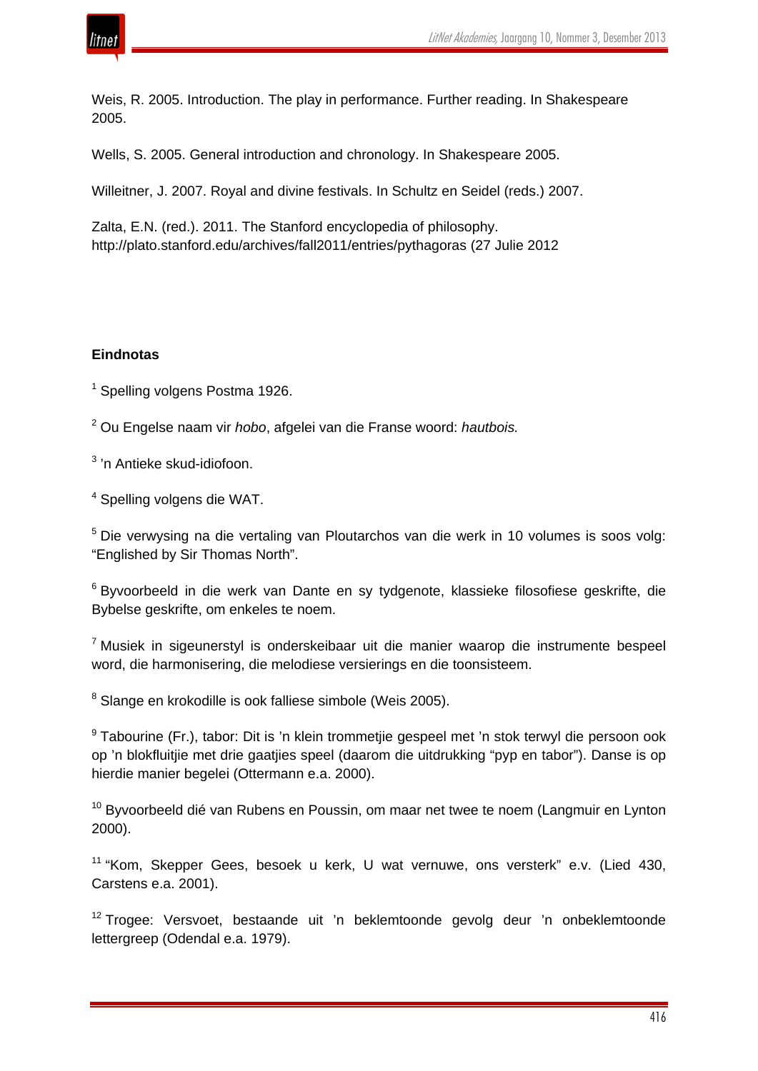Weis, R. 2005. Introduction. The play in performance. Further reading. In Shakespeare 2005.

Wells, S. 2005. General introduction and chronology. In Shakespeare 2005.

Willeitner, J. 2007. Royal and divine festivals. In Schultz en Seidel (reds.) 2007.

Zalta, E.N. (red.). 2011. The Stanford encyclopedia of philosophy. http://plato.stanford.edu/archives/fall2011/entries/pythagoras (27 Julie 2012

### Eindnotas

[1] Spelling volgens Postma 1926.

[2] Ou Engelse naam vir *hobo*, afgelei van die Franse woord: *hautbois.*

[3] 'n Antieke skud-idiofoon.

[4] Spelling volgens die WAT.

[5] Die verwysing na die vertaling van Ploutarchos van die werk in 10 volumes is soos volg: "Englished by Sir Thomas North".

[6] Byvoorbeeld in die werk van Dante en sy tydgenote, klassieke filosofiese geskrifte, die Bybelse geskrifte, om enkeles te noem.

[7] Musiek in sigeunerstyl is onderskeibaar uit die manier waarop die instrumente bespeel word, die harmonisering, die melodiese versierings en die toonsisteem.

[8] Slange en krokodille is ook falliese simbole (Weis 2005).

[9] Tabourine (Fr.), tabor: Dit is 'n klein trommetjie gespeel met 'n stok terwyl die persoon ook op 'n blokfluitjie met drie gaatjies speel (daarom die uitdrukking "pyp en tabor"). Danse is op hierdie manier begelei (Ottermann e.a. 2000).

[10] Byvoorbeeld dié van Rubens en Poussin, om maar net twee te noem (Langmuir en Lynton 2000).

[11] "Kom, Skepper Gees, besoek u kerk, U wat vernuwe, ons versterk" e.v. (Lied 430, Carstens e.a. 2001).

[12] Trogee: Versvoet, bestaande uit 'n beklemtoonde gevolg deur 'n onbeklemtoonde lettergreep (Odendal e.a. 1979).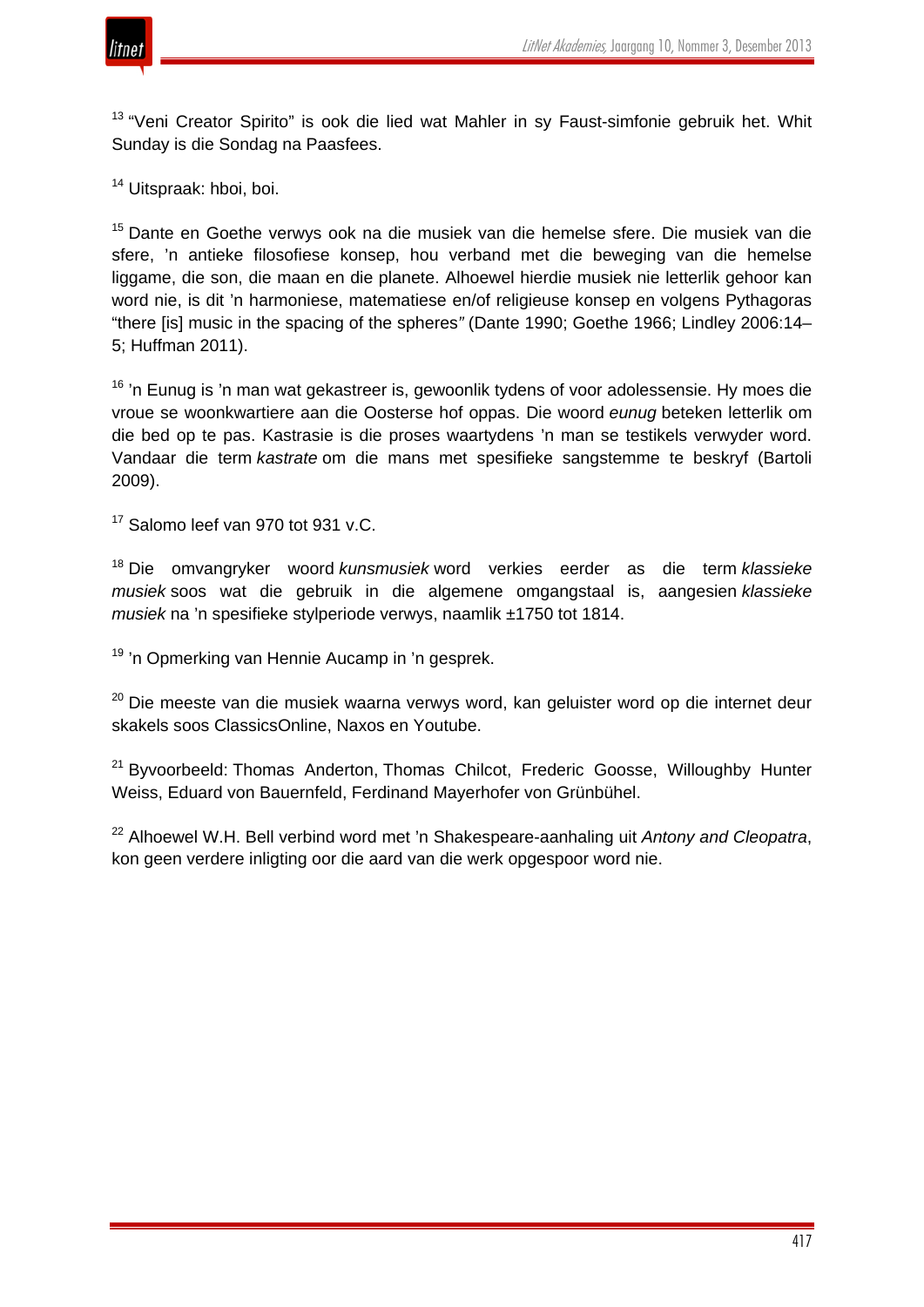[13] "Veni Creator Spirito" is ook die lied wat Mahler in sy Faust-simfonie gebruik het. Whit Sunday is die Sondag na Paasfees.

[14] Uitspraak: hboi, boi.

[15] Dante en Goethe verwys ook na die musiek van die hemelse sfere. Die musiek van die sfere, 'n antieke filosofiese konsep, hou verband met die beweging van die hemelse liggame, die son, die maan en die planete. Alhoewel hierdie musiek nie letterlik gehoor kan word nie, is dit 'n harmoniese, matematiese en/of religieuse konsep en volgens Pythagoras "there [is] music in the spacing of the spheres" (Dante 1990; Goethe 1966; Lindley 2006:14–5; Huffman 2011).

[16] 'n Eunug is 'n man wat gekastreer is, gewoonlik tydens of voor adolessensie. Hy moes die vroue se woonkwartiere aan die Oosterse hof oppas. Die woord *eunug* beteken letterlik om die bed op te pas. Kastrasie is die proses waartydens 'n man se testikels verwyder word. Vandaar die term *kastrate* om die mans met spesifieke sangstemme te beskryf (Bartoli 2009).

[17] Salomo leef van 970 tot 931 v.C.

[18] Die omvangryker woord *kunsmusiek* word verkies eerder as die term *klassieke musiek* soos wat die gebruik in die algemene omgangstaal is, aangesien *klassieke musiek* na 'n spesifieke stylperiode verwys, naamlik ±1750 tot 1814.

[19] 'n Opmerking van Hennie Aucamp in 'n gesprek.

[20] Die meeste van die musiek waarna verwys word, kan geluister word op die internet deur skakels soos ClassicsOnline, Naxos en Youtube.

[21] Byvoorbeeld: Thomas Anderton, Thomas Chilcot, Frederic Goosse, Willoughby Hunter Weiss, Eduard von Bauernfeld, Ferdinand Mayerhofer von Grünbühel.

[22] Alhoewel W.H. Bell verbind word met 'n Shakespeare-aanhaling uit *Antony and Cleopatra*, kon geen verdere inligting oor die aard van die werk opgespoor word nie.